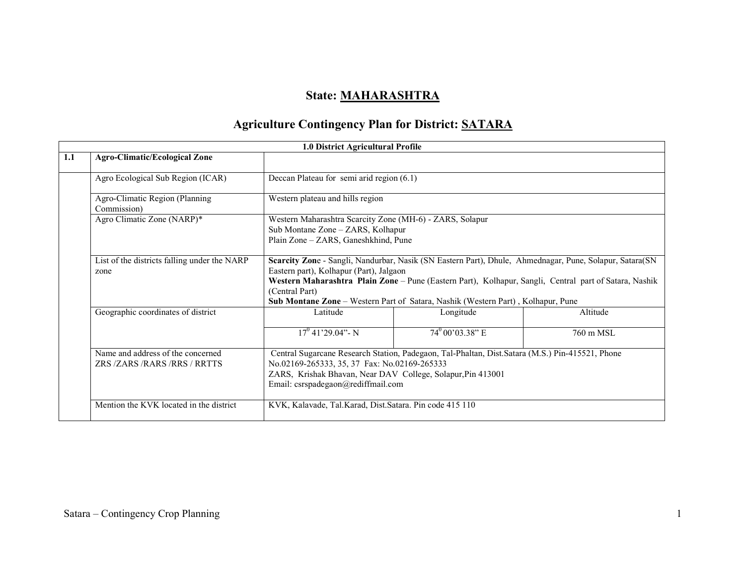# State: MAHARASHTRA

## Agriculture Contingency Plan for District: SATARA

| 1.0 District Agricultural Profile | | | | |
|---|---|---|---|---|
| **1.1** | **Agro-Climatic/Ecological Zone** | | | |
| | Agro Ecological Sub Region (ICAR) | Deccan Plateau for semi arid region (6.1) | | |
| | Agro-Climatic Region (Planning Commission) | Western plateau and hills region | | |
| | Agro Climatic Zone (NARP)* | Western Maharashtra Scarcity Zone (MH-6) - ZARS, Solapur<br>Sub Montane Zone – ZARS, Kolhapur<br>Plain Zone – ZARS, Ganeshkhind, Pune | | |
| | List of the districts falling under the NARP zone | **Scarcity Zon**e - Sangli, Nandurbar, Nasik (SN Eastern Part), Dhule, Ahmednagar, Pune, Solapur, Satara(SN Eastern part), Kolhapur (Part), Jalgaon<br>**Western Maharashtra Plain Zone** – Pune (Eastern Part), Kolhapur, Sangli, Central part of Satara, Nashik (Central Part)<br>**Sub Montane Zone** – Western Part of Satara, Nashik (Western Part) , Kolhapur, Pune | | |
| | Geographic coordinates of district | Latitude | Longitude | Altitude |
| | | $17^0$ 41'29.04"- N | $74^0$ 00'03.38" E | 760 m MSL |
| | Name and address of the concerned ZRS /ZARS /RARS /RRS / RRTTS | Central Sugarcane Research Station, Padegaon, Tal-Phaltan, Dist.Satara (M.S.) Pin-415521, Phone No.02169-265333, 35, 37 Fax: No.02169-265333<br>ZARS, Krishak Bhavan, Near DAV College, Solapur,Pin 413001<br>Email: csrspadegaon@rediffmail.com | | |
| | Mention the KVK located in the district | KVK, Kalavade, Tal.Karad, Dist.Satara. Pin code 415 110 | | |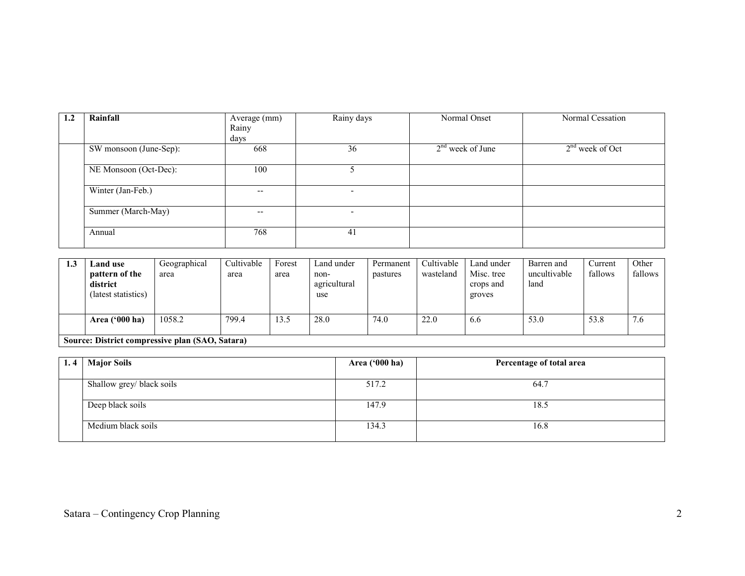| 1.2 | Rainfall | Average (mm) Rainy days | Rainy days | Normal Onset | Normal Cessation |
|---|---|---|---|---|---|
| | SW monsoon (June-Sep): | 668 | 36 | 2nd week of June | 2nd week of Oct |
| | NE Monsoon (Oct-Dec): | 100 | 5 | | |
| | Winter (Jan-Feb.) | -- | - | | |
| | Summer (March-May) | -- | - | | |
| | Annual | 768 | 41 | | |

| 1.3 | **Land use pattern of the district** (latest statistics) | Geographical area | Cultivable area | Forest area | Land under non-agricultural use | Permanent pastures | Cultivable wasteland | Land under Misc. tree crops and groves | Barren and uncultivable land | Current fallows | Other fallows |
|---|---|---|---|---|---|---|---|---|---|---|---|
| | **Area ('000 ha)** | 1058.2 | 799.4 | 13.5 | 28.0 | 74.0 | 22.0 | 6.6 | 53.0 | 53.8 | 7.6 |
| **Source: District compressive plan (SAO, Satara)** | | | | | | | | | | | |

| 1. 4 | **Major Soils** | **Area ('000 ha)** | **Percentage of total area** |
|---|---|---|---|
| | Shallow grey/ black soils | 517.2 | 64.7 |
| | Deep black soils | 147.9 | 18.5 |
| | Medium black soils | 134.3 | 16.8 |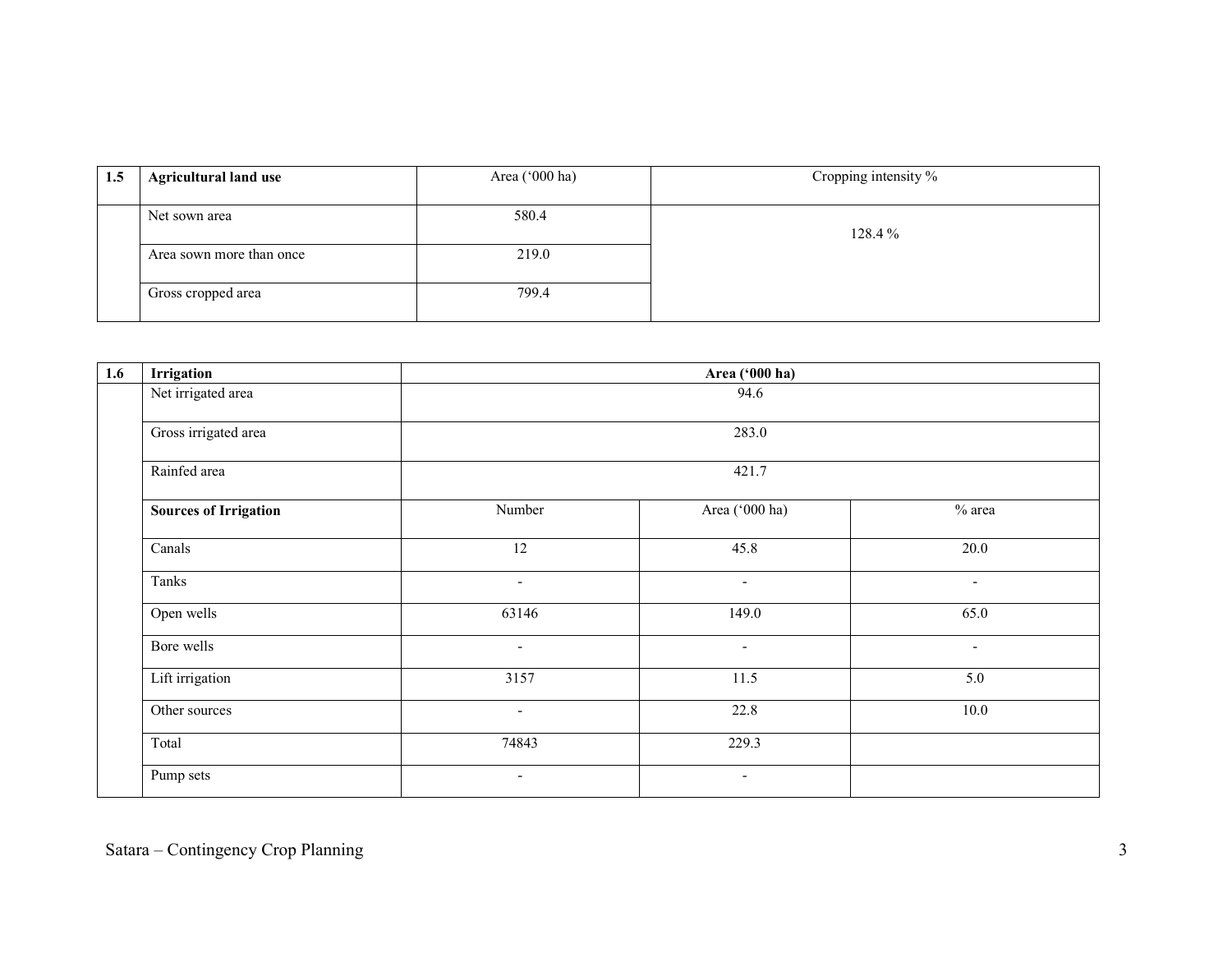| 1.5 | Agricultural land use | Area ('000 ha) | Cropping intensity % |
|---|---|---|---|
| | Net sown area | 580.4 | 128.4 % |
| | Area sown more than once | 219.0 | |
| | Gross cropped area | 799.4 | |

| 1.6 | Irrigation | Area ('000 ha) | | |
|---|---|---|---|---|
| | Net irrigated area | 94.6 | | |
| | Gross irrigated area | 283.0 | | |
| | Rainfed area | 421.7 | | |
| | **Sources of Irrigation** | Number | Area ('000 ha) | % area |
| | Canals | 12 | 45.8 | 20.0 |
| | Tanks | - | - | - |
| | Open wells | 63146 | 149.0 | 65.0 |
| | Bore wells | - | - | - |
| | Lift irrigation | 3157 | 11.5 | 5.0 |
| | Other sources | - | 22.8 | 10.0 |
| | Total | 74843 | 229.3 | |
| | Pump sets | - | - | |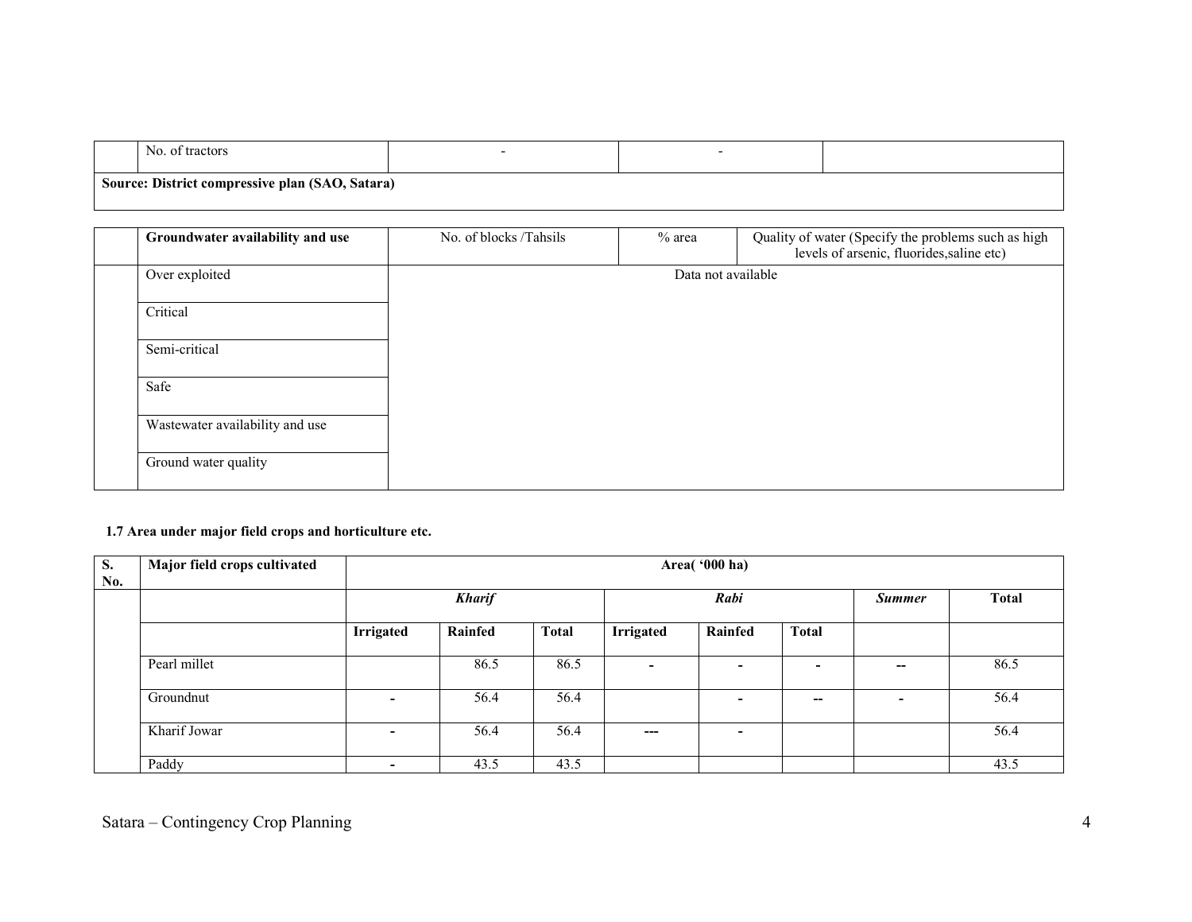| | No. of tractors | - | - | |
|---|---|---|---|---|
| **Source: District compressive plan (SAO, Satara)** | | | | |

| | Groundwater availability and use | No. of blocks /Tahsils | % area | Quality of water (Specify the problems such as high levels of arsenic, fluorides,saline etc) |
|---|---|---|---|---|
| | Over exploited | Data not available | | |
| | Critical | | | |
| | Semi-critical | | | |
| | Safe | | | |
| | Wastewater availability and use | | | |
| | Ground water quality | | | |

**1.7 Area under major field crops and horticulture etc.**

| S. No. | Major field crops cultivated | Area( '000 ha) | | | | | | | |
|---|---|---|---|---|---|---|---|---|---|
| | | *Kharif* | | | *Rabi* | | | *Summer* | Total |
| | | Irrigated | Rainfed | Total | Irrigated | Rainfed | Total | | |
| | Pearl millet | | 86.5 | 86.5 | - | - | - | -- | 86.5 |
| | Groundnut | - | 56.4 | 56.4 | | - | -- | - | 56.4 |
| | Kharif Jowar | - | 56.4 | 56.4 | --- | - | | | 56.4 |
| | Paddy | - | 43.5 | 43.5 | | | | | 43.5 |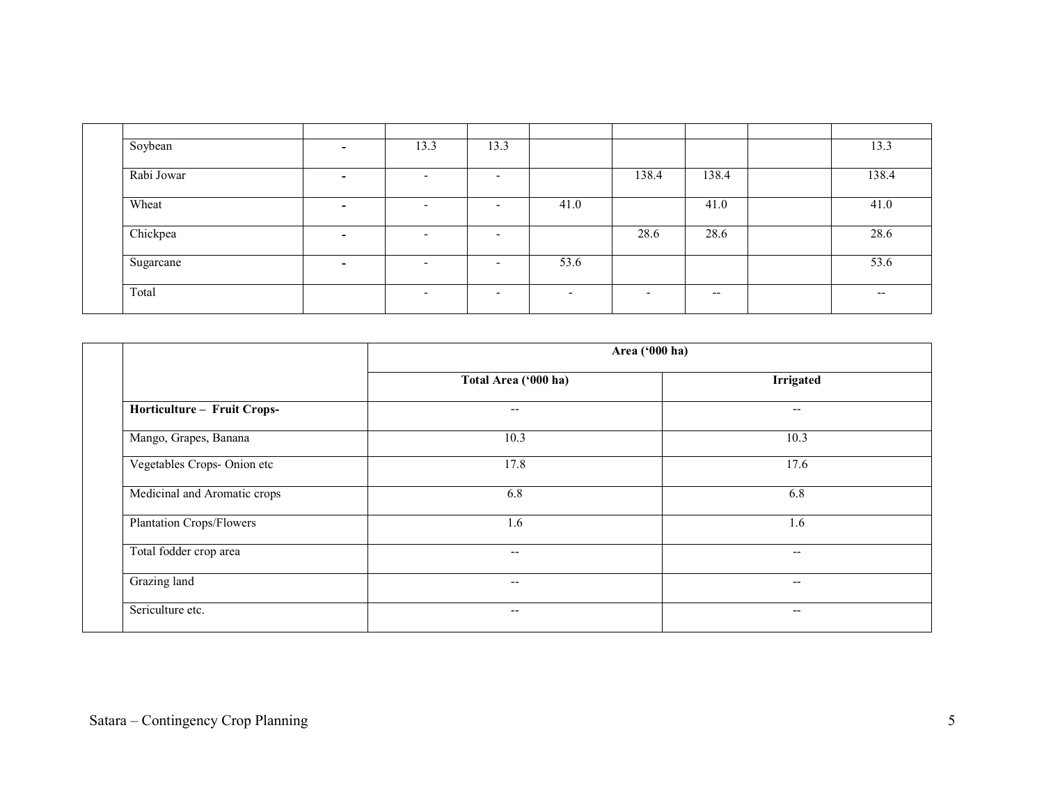| | | | | | | | | | |
|---|---|---|---|---|---|---|---|---|---|
| | Soybean | - | 13.3 | 13.3 | | | | | 13.3 |
| | Rabi Jowar | - | - | - | | 138.4 | 138.4 | | 138.4 |
| | Wheat | - | - | - | 41.0 | | 41.0 | | 41.0 |
| | Chickpea | - | - | - | | 28.6 | 28.6 | | 28.6 |
| | Sugarcane | - | - | - | 53.6 | | | | 53.6 |
| | Total | | - | - | - | - | -- | | -- |

| | | Area ('000 ha) | |
|---|---|---|---|
| | | Total Area ('000 ha) | Irrigated |
| | **Horticulture – Fruit Crops-** | -- | -- |
| | Mango, Grapes, Banana | 10.3 | 10.3 |
| | Vegetables Crops- Onion etc | 17.8 | 17.6 |
| | Medicinal and Aromatic crops | 6.8 | 6.8 |
| | Plantation Crops/Flowers | 1.6 | 1.6 |
| | Total fodder crop area | -- | -- |
| | Grazing land | -- | -- |
| | Sericulture etc. | -- | -- |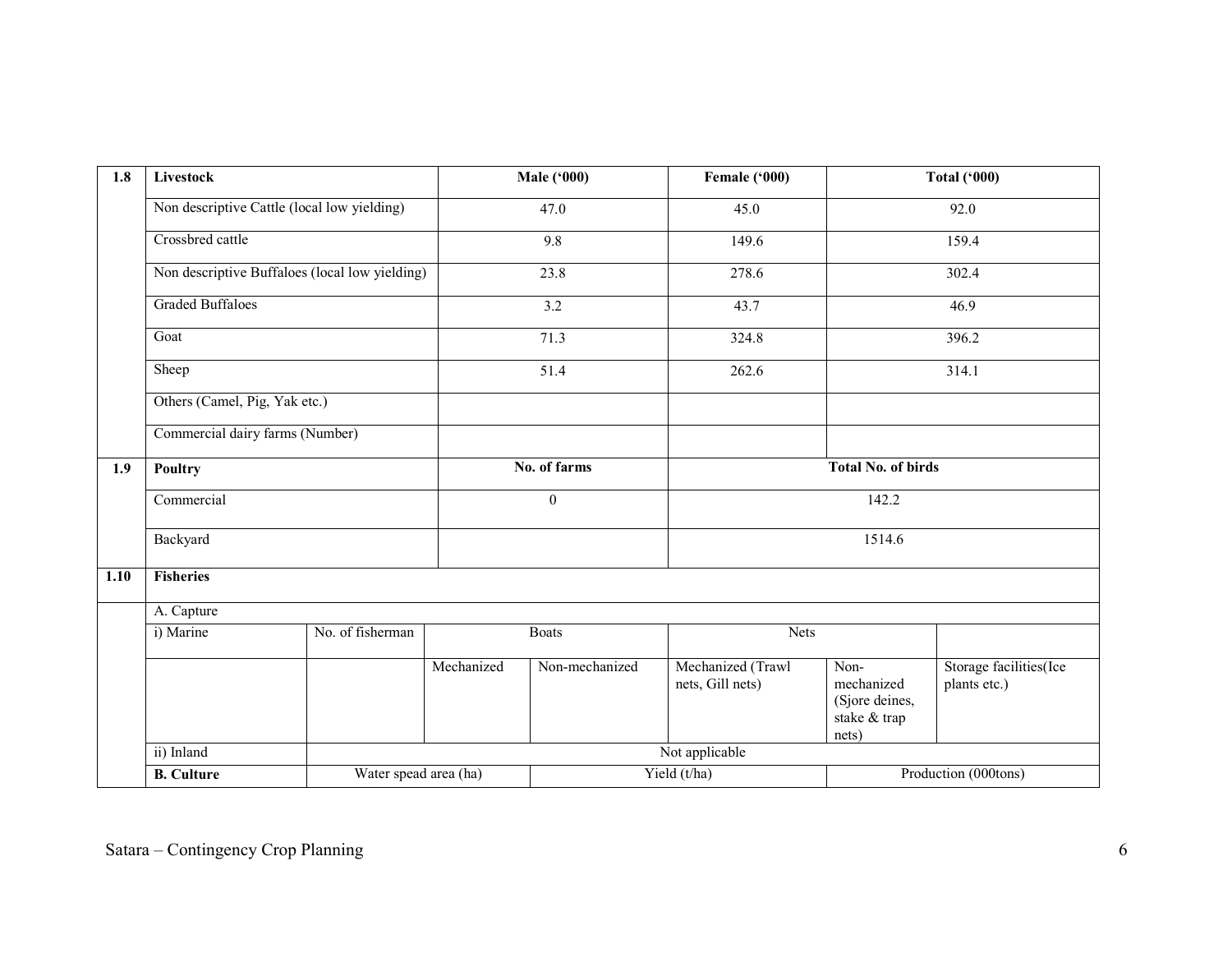| 1.8 | Livestock | Male ('000) | Female ('000) | Total ('000) |
|---|---|---|---|---|
| | Non descriptive Cattle (local low yielding) | 47.0 | 45.0 | 92.0 |
| | Crossbred cattle | 9.8 | 149.6 | 159.4 |
| | Non descriptive Buffaloes (local low yielding) | 23.8 | 278.6 | 302.4 |
| | Graded Buffaloes | 3.2 | 43.7 | 46.9 |
| | Goat | 71.3 | 324.8 | 396.2 |
| | Sheep | 51.4 | 262.6 | 314.1 |
| | Others (Camel, Pig, Yak etc.) | | | |
| | Commercial dairy farms (Number) | | | |

| 1.9 | Poultry | No. of farms | Total No. of birds |
|---|---|---|---|
| | Commercial | 0 | 142.2 |
| | Backyard | | 1514.6 |

| 1.10 | Fisheries | | | | | | |
|---|---|---|---|---|---|---|---|
| | A. Capture | | | | | | |
| | i) Marine | No. of fisherman | Boats | | Nets | | |
| | | | Mechanized | Non-mechanized | Mechanized (Trawl nets, Gill nets) | Non-mechanized (Sjore deines, stake & trap nets) | Storage facilities(Ice plants etc.) |
| | ii) Inland | Not applicable | | | | | |
| | **B. Culture** | Water spead area (ha) | | Yield (t/ha) | | Production (000tons) | |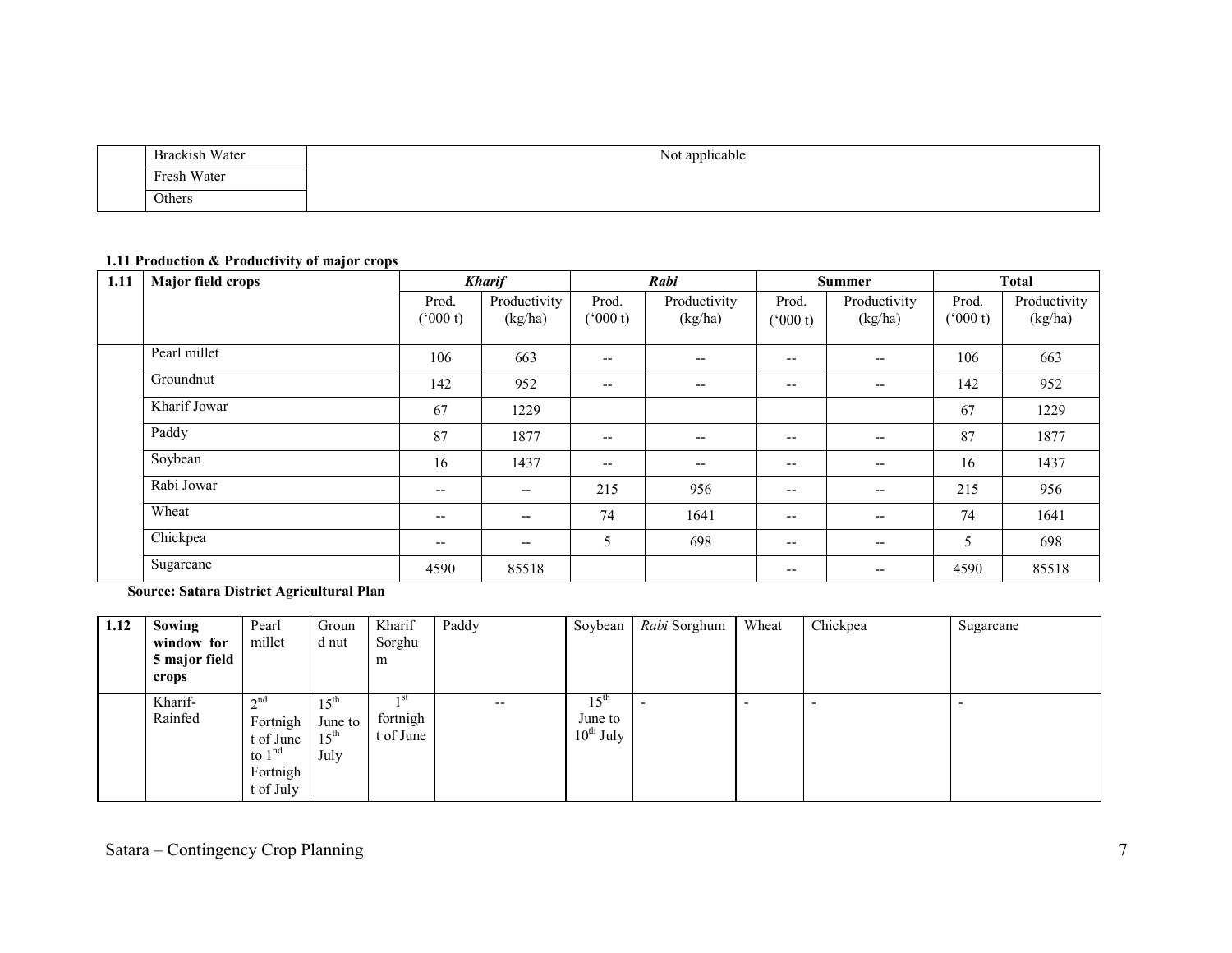| | | |
|---|---|---|
| | Brackish Water | Not applicable |
| | Fresh Water | |
| | Others | |

**1.11 Production & Productivity of major crops**

| 1.11 | Major field crops | *Kharif* | | *Rabi* | | Summer | | Total | |
|---|---|---|---|---|---|---|---|---|---|
| | | Prod. ('000 t) | Productivity (kg/ha) | Prod. ('000 t) | Productivity (kg/ha) | Prod. ('000 t) | Productivity (kg/ha) | Prod. ('000 t) | Productivity (kg/ha) |
| | Pearl millet | 106 | 663 | -- | -- | -- | -- | 106 | 663 |
| | Groundnut | 142 | 952 | -- | -- | -- | -- | 142 | 952 |
| | Kharif Jowar | 67 | 1229 | | | | | 67 | 1229 |
| | Paddy | 87 | 1877 | -- | -- | -- | -- | 87 | 1877 |
| | Soybean | 16 | 1437 | -- | -- | -- | -- | 16 | 1437 |
| | Rabi Jowar | -- | -- | 215 | 956 | -- | -- | 215 | 956 |
| | Wheat | -- | -- | 74 | 1641 | -- | -- | 74 | 1641 |
| | Chickpea | -- | -- | 5 | 698 | -- | -- | 5 | 698 |
| | Sugarcane | 4590 | 85518 | | | -- | -- | 4590 | 85518 |

**Source: Satara District Agricultural Plan**

| 1.12 | **Sowing window for 5 major field crops** | Pearl millet | Groundnut | Kharif Sorghum | Paddy | Soybean | *Rabi* Sorghum | Wheat | Chickpea | Sugarcane |
|---|---|---|---|---|---|---|---|---|---|---|
| | Kharif-Rainfed | 2nd Fortnight of June to 1nd Fortnight of July | 15th June to 15th July | 1st fortnight of June | -- | 15th June to 10th July | - | - | - | - |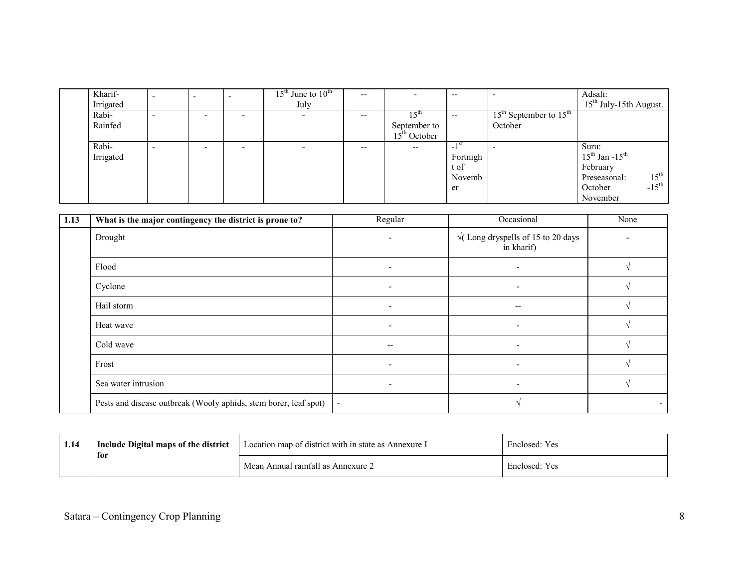| | | | | | | | | | | |
|---|---|---|---|---|---|---|---|---|---|---|
| | Kharif-Irrigated | - | - | - | $15^{th}$ June to $10^{th}$ July | -- | - | -- | - | Adsali: $15^{th}$ July-15th August. |
| | Rabi-Rainfed | - | - | - | - | -- | $15^{th}$ September to $15^{th}$ October | -- | $15^{th}$ September to $15^{th}$ October | |
| | Rabi-Irrigated | - | - | - | - | -- | -- | -1st Fortnight of November | - | Suru: $15^{th}$ Jan -$15^{th}$ February Preseasonal: $15^{th}$ October -$15^{th}$ November |

| 1.13 | What is the major contingency the district is prone to? | Regular | Occasional | None |
|---|---|---|---|---|
| | Drought | - | √( Long dryspells of 15 to 20 days in kharif) | - |
| | Flood | - | - | √ |
| | Cyclone | - | - | √ |
| | Hail storm | - | -- | √ |
| | Heat wave | - | - | √ |
| | Cold wave | -- | - | √ |
| | Frost | - | - | √ |
| | Sea water intrusion | - | - | √ |
| | Pests and disease outbreak (Wooly aphids, stem borer, leaf spot) | - | √ | - |

| 1.14 | Include Digital maps of the district for | Location map of district with in state as Annexure I | Enclosed: Yes |
|---|---|---|---|
| | | Mean Annual rainfall as Annexure 2 | Enclosed: Yes |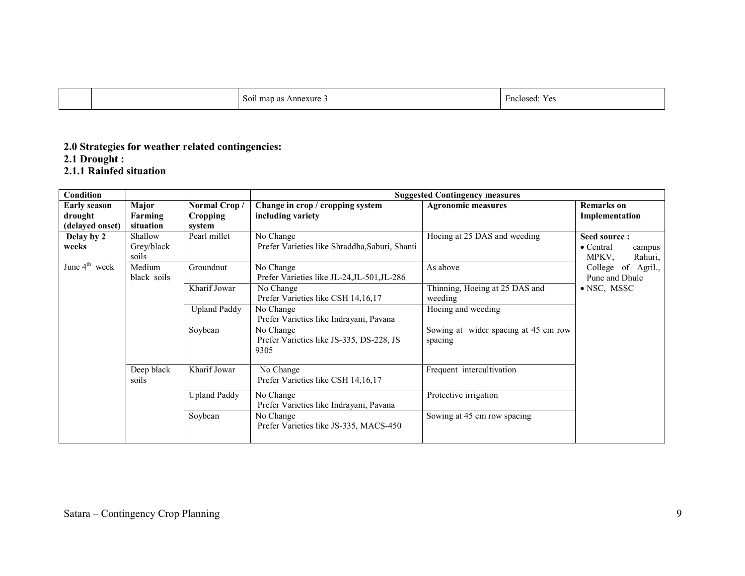| | | Soil map as Annexure 3 | Enclosed: Yes |
|---|---|---|---|

## 2.0 Strategies for weather related contingencies:

### 2.1 Drought :

#### 2.1.1 Rainfed situation

| Condition | | | Suggested Contingency measures | | |
|---|---|---|---|---|---|
| **Early season drought (delayed onset)** | **Major Farming situation** | **Normal Crop / Cropping system** | **Change in crop / cropping system including variety** | **Agronomic measures** | **Remarks on Implementation** |
| **Delay by 2 weeks** June 4th week | Shallow Grey/black soils | Pearl millet | No Change Prefer Varieties like Shraddha,Saburi, Shanti | Hoeing at 25 DAS and weeding | **Seed source :** • Central campus MPKV, Rahuri, College of Agril., Pune and Dhule • NSC, MSSC |
| | Medium black soils | Groundnut | No Change Prefer Varieties like JL-24,JL-501,JL-286 | As above | |
| | | Kharif Jowar | No Change Prefer Varieties like CSH 14,16,17 | Thinning, Hoeing at 25 DAS and weeding | |
| | | Upland Paddy | No Change Prefer Varieties like Indrayani, Pavana | Hoeing and weeding | |
| | | Soybean | No Change Prefer Varieties like JS-335, DS-228, JS 9305 | Sowing at wider spacing at 45 cm row spacing | |
| | Deep black soils | Kharif Jowar | No Change Prefer Varieties like CSH 14,16,17 | Frequent intercultivation | |
| | | Upland Paddy | No Change Prefer Varieties like Indrayani, Pavana | Protective irrigation | |
| | | Soybean | No Change Prefer Varieties like JS-335, MACS-450 | Sowing at 45 cm row spacing | |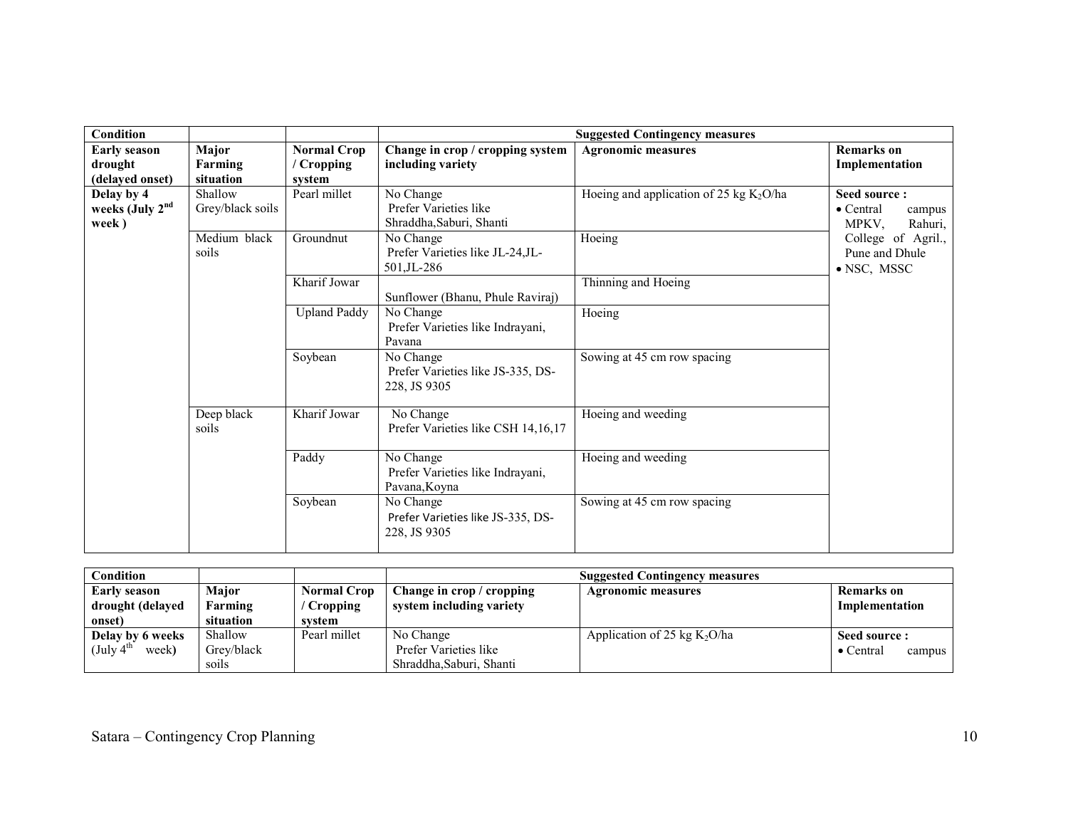| Condition | | | Suggested Contingency measures | | |
|---|---|---|---|---|---|
| **Early season drought (delayed onset)** | **Major Farming situation** | **Normal Crop / Cropping system** | **Change in crop / cropping system including variety** | **Agronomic measures** | **Remarks on Implementation** |
| **Delay by 4 weeks (July 2[nd] week )** | Shallow Grey/black soils | Pearl millet | No Change<br>Prefer Varieties like Shraddha,Saburi, Shanti | Hoeing and application of 25 kg $K_2O$/ha | **Seed source :**<br>• Central campus MPKV, Rahuri, College of Agril., Pune and Dhule<br>• NSC, MSSC |
| | Medium black soils | Groundnut | No Change<br>Prefer Varieties like JL-24,JL-501,JL-286 | Hoeing | |
| | | Kharif Jowar | Sunflower (Bhanu, Phule Raviraj) | Thinning and Hoeing | |
| | | Upland Paddy | No Change<br>Prefer Varieties like Indrayani, Pavana | Hoeing | |
| | | Soybean | No Change<br>Prefer Varieties like JS-335, DS-228, JS 9305 | Sowing at 45 cm row spacing | |
| | Deep black soils | Kharif Jowar | No Change<br>Prefer Varieties like CSH 14,16,17 | Hoeing and weeding | |
| | | Paddy | No Change<br>Prefer Varieties like Indrayani, Pavana,Koyna | Hoeing and weeding | |
| | | Soybean | No Change<br>Prefer Varieties like JS-335, DS-228, JS 9305 | Sowing at 45 cm row spacing | |

| Condition | | | Suggested Contingency measures | | |
|---|---|---|---|---|---|
| **Early season drought (delayed onset)** | **Major Farming situation** | **Normal Crop / Cropping system** | **Change in crop / cropping system including variety** | **Agronomic measures** | **Remarks on Implementation** |
| **Delay by 6 weeks** (July 4[th] week**)** | Shallow Grey/black soils | Pearl millet | No Change<br>Prefer Varieties like Shraddha,Saburi, Shanti | Application of 25 kg $K_2O$/ha | **Seed source :**<br>• Central campus |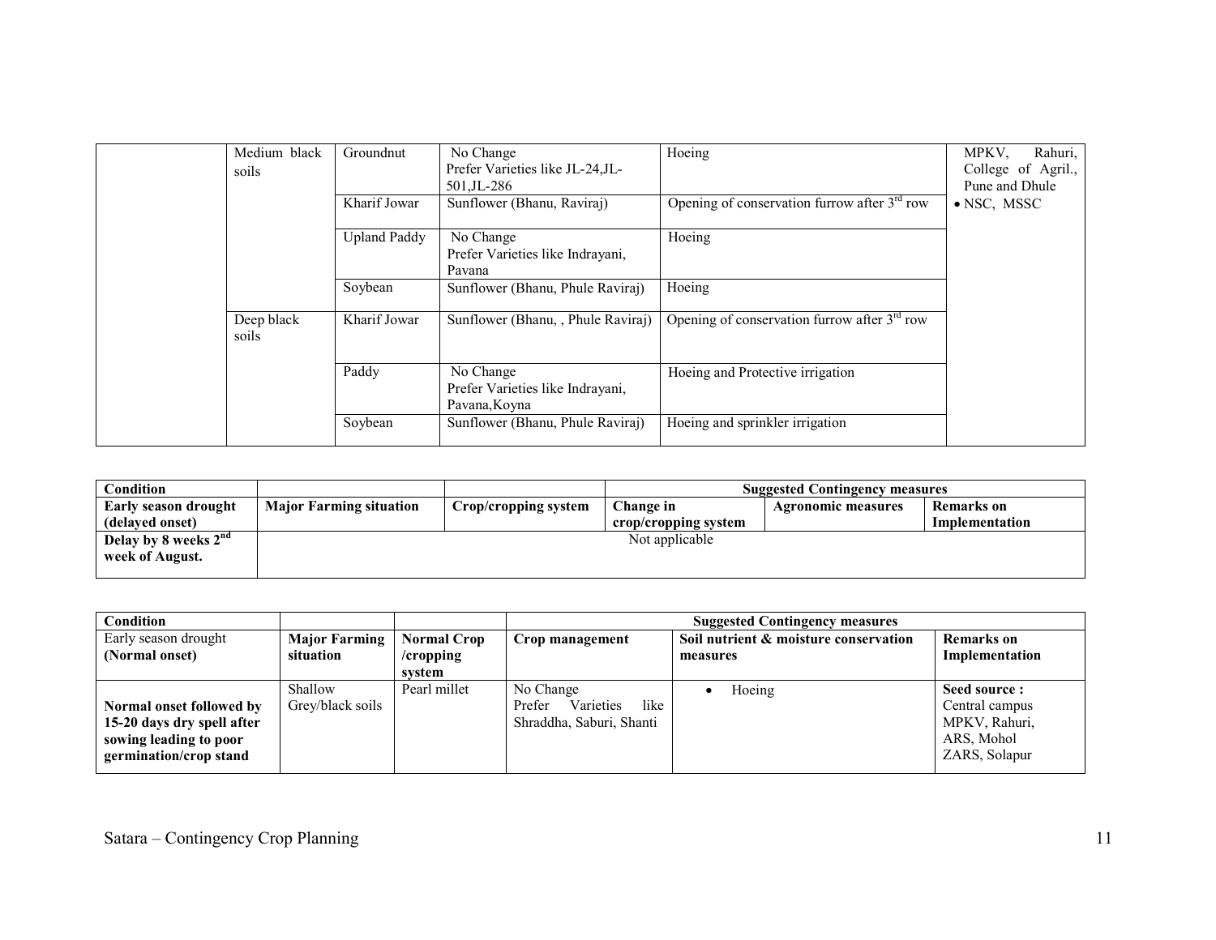|  | Medium black soils | Groundnut | No Change<br>Prefer Varieties like JL-24,JL-501,JL-286 | Hoeing | MPKV, Rahuri, College of Agril., Pune and Dhule<br>• NSC, MSSC |
|---|---|---|---|---|---|
|  |  | Kharif Jowar | Sunflower (Bhanu, Raviraj) | Opening of conservation furrow after 3rd row |  |
|  |  | Upland Paddy | No Change<br>Prefer Varieties like Indrayani, Pavana | Hoeing |  |
|  |  | Soybean | Sunflower (Bhanu, Phule Raviraj) | Hoeing |  |
|  | Deep black soils | Kharif Jowar | Sunflower (Bhanu, , Phule Raviraj) | Opening of conservation furrow after 3rd row |  |
|  |  | Paddy | No Change<br>Prefer Varieties like Indrayani, Pavana,Koyna | Hoeing and Protective irrigation |  |
|  |  | Soybean | Sunflower (Bhanu, Phule Raviraj) | Hoeing and sprinkler irrigation |  |

| **Condition** |  |  | **Suggested Contingency measures** |  |  |
|---|---|---|---|---|---|
| **Early season drought (delayed onset)** | **Major Farming situation** | **Crop/cropping system** | **Change in crop/cropping system** | **Agronomic measures** | **Remarks on Implementation** |
| **Delay by 8 weeks 2nd week of August.** | Not applicable |  |  |  |  |

| **Condition** |  |  | **Suggested Contingency measures** |  |  |
|---|---|---|---|---|---|
| Early season drought **(Normal onset)** | **Major Farming situation** | **Normal Crop /cropping system** | **Crop management** | **Soil nutrient & moisture conservation measures** | **Remarks on Implementation** |
| **Normal onset followed by 15-20 days dry spell after sowing leading to poor germination/crop stand** | Shallow Grey/black soils | Pearl millet | No Change<br>Prefer Varieties like Shraddha, Saburi, Shanti | • Hoeing | **Seed source :**<br>Central campus MPKV, Rahuri,<br>ARS, Mohol<br>ZARS, Solapur |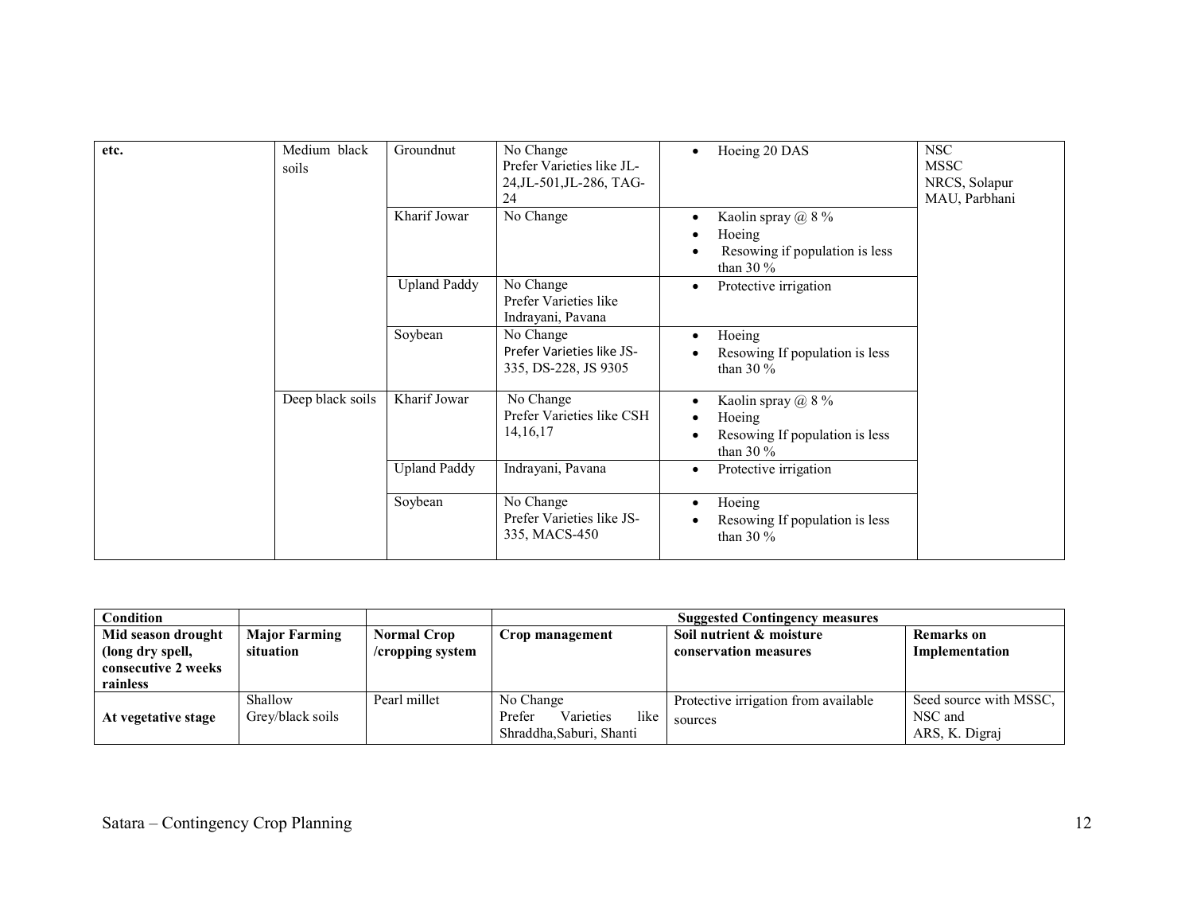| etc. | Medium black soils | Groundnut | No Change<br>Prefer Varieties like JL-24,JL-501,JL-286, TAG-24 | • Hoeing 20 DAS | NSC<br>MSSC<br>NRCS, Solapur<br>MAU, Parbhani |
|---|---|---|---|---|---|
| | | Kharif Jowar | No Change | • Kaolin spray @ 8 %<br>• Hoeing<br>• Resowing if population is less than 30 % | |
| | | Upland Paddy | No Change<br>Prefer Varieties like Indrayani, Pavana | • Protective irrigation | |
| | | Soybean | No Change<br>Prefer Varieties like JS-335, DS-228, JS 9305 | • Hoeing<br>• Resowing If population is less than 30 % | |
| | Deep black soils | Kharif Jowar | No Change<br>Prefer Varieties like CSH 14,16,17 | • Kaolin spray @ 8 %<br>• Hoeing<br>• Resowing If population is less than 30 % | |
| | | Upland Paddy | Indrayani, Pavana | • Protective irrigation | |
| | | Soybean | No Change<br>Prefer Varieties like JS-335, MACS-450 | • Hoeing<br>• Resowing If population is less than 30 % | |

| Condition | | | Suggested Contingency measures | | |
|---|---|---|---|---|---|
| **Mid season drought (long dry spell, consecutive 2 weeks rainless** | **Major Farming situation** | **Normal Crop /cropping system** | **Crop management** | **Soil nutrient & moisture conservation measures** | **Remarks on Implementation** |
| **At vegetative stage** | Shallow Grey/black soils | Pearl millet | No Change<br>Prefer Varieties like Shraddha,Saburi, Shanti | Protective irrigation from available sources | Seed source with MSSC, NSC and ARS, K. Digraj |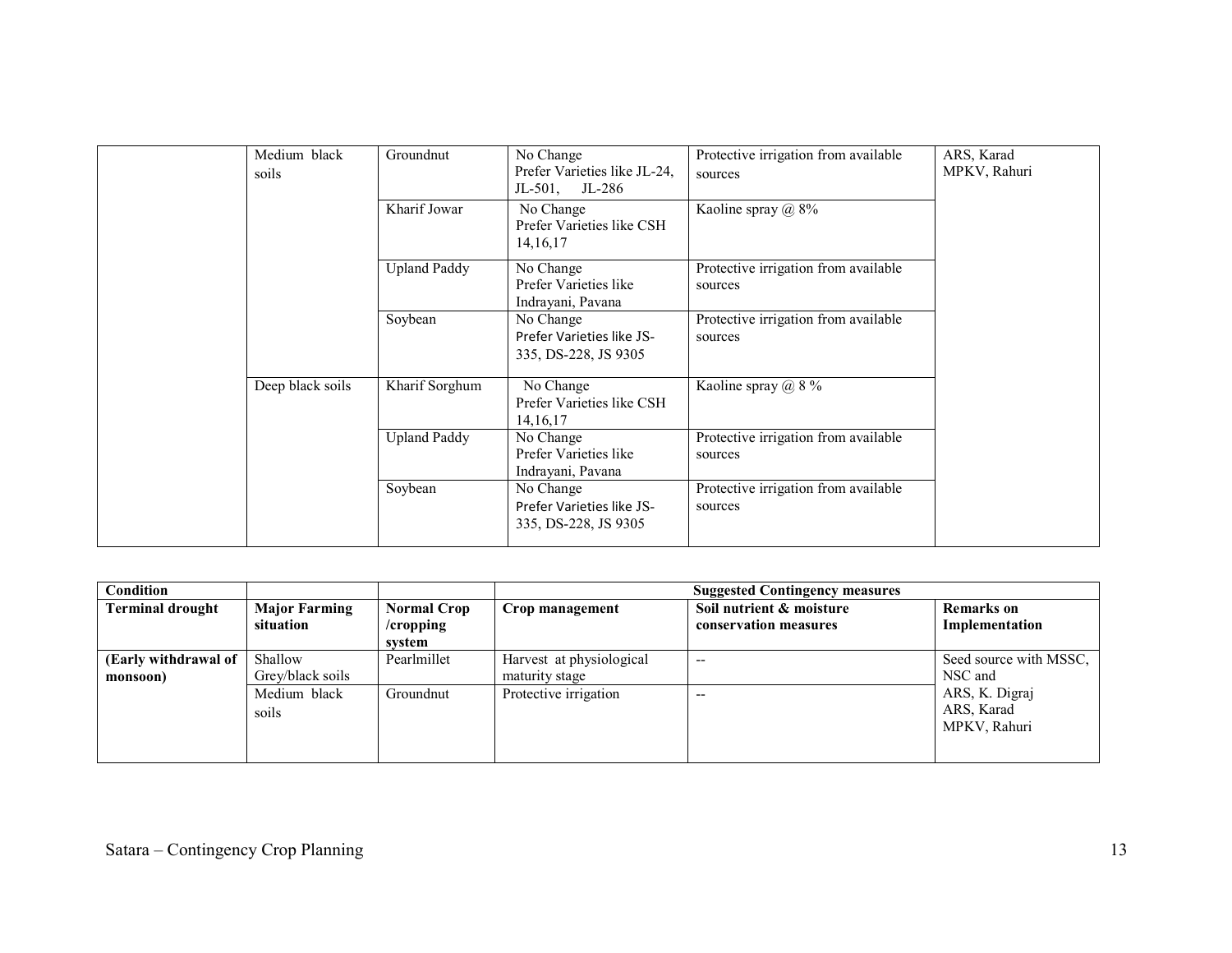| | | | | | |
|---|---|---|---|---|---|
| | Medium black soils | Groundnut | No Change<br>Prefer Varieties like JL-24, JL-501, JL-286 | Protective irrigation from available sources | ARS, Karad<br>MPKV, Rahuri |
| | | Kharif Jowar | No Change<br>Prefer Varieties like CSH 14,16,17 | Kaoline spray @ 8% | |
| | | Upland Paddy | No Change<br>Prefer Varieties like Indrayani, Pavana | Protective irrigation from available sources | |
| | | Soybean | No Change<br>Prefer Varieties like JS-335, DS-228, JS 9305 | Protective irrigation from available sources | |
| | Deep black soils | Kharif Sorghum | No Change<br>Prefer Varieties like CSH 14,16,17 | Kaoline spray @ 8 % | |
| | | Upland Paddy | No Change<br>Prefer Varieties like Indrayani, Pavana | Protective irrigation from available sources | |
| | | Soybean | No Change<br>Prefer Varieties like JS-335, DS-228, JS 9305 | Protective irrigation from available sources | |

| **Condition** | | | **Suggested Contingency measures** | | |
|---|---|---|---|---|---|
| **Terminal drought** | **Major Farming situation** | **Normal Crop /cropping system** | **Crop management** | **Soil nutrient & moisture conservation measures** | **Remarks on Implementation** |
| **(Early withdrawal of monsoon)** | Shallow Grey/black soils | Pearlmillet | Harvest at physiological maturity stage | -- | Seed source with MSSC, NSC and<br>ARS, K. Digraj<br>ARS, Karad<br>MPKV, Rahuri |
| | Medium black soils | Groundnut | Protective irrigation | -- | |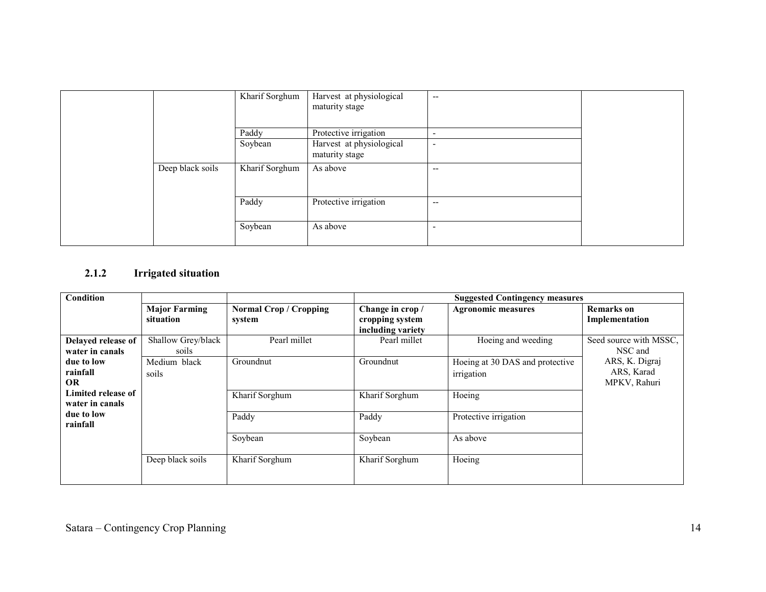| | | | | | |
|---|---|---|---|---|---|
| | | Kharif Sorghum | Harvest at physiological maturity stage | -- | |
| | | Paddy | Protective irrigation | - | |
| | | Soybean | Harvest at physiological maturity stage | - | |
| | Deep black soils | Kharif Sorghum | As above | -- | |
| | | Paddy | Protective irrigation | -- | |
| | | Soybean | As above | - | |

### 2.1.2 Irrigated situation

| Condition | | | Suggested Contingency measures | | |
|---|---|---|---|---|---|
| | **Major Farming situation** | **Normal Crop / Cropping system** | **Change in crop / cropping system including variety** | **Agronomic measures** | **Remarks on Implementation** |
| **Delayed release of water in canals due to low rainfall OR Limited release of water in canals due to low rainfall** | Shallow Grey/black soils | Pearl millet | Pearl millet | Hoeing and weeding | Seed source with MSSC, NSC and ARS, K. Digraj ARS, Karad MPKV, Rahuri |
| | Medium black soils | Groundnut | Groundnut | Hoeing at 30 DAS and protective irrigation | |
| | | Kharif Sorghum | Kharif Sorghum | Hoeing | |
| | | Paddy | Paddy | Protective irrigation | |
| | | Soybean | Soybean | As above | |
| | Deep black soils | Kharif Sorghum | Kharif Sorghum | Hoeing | |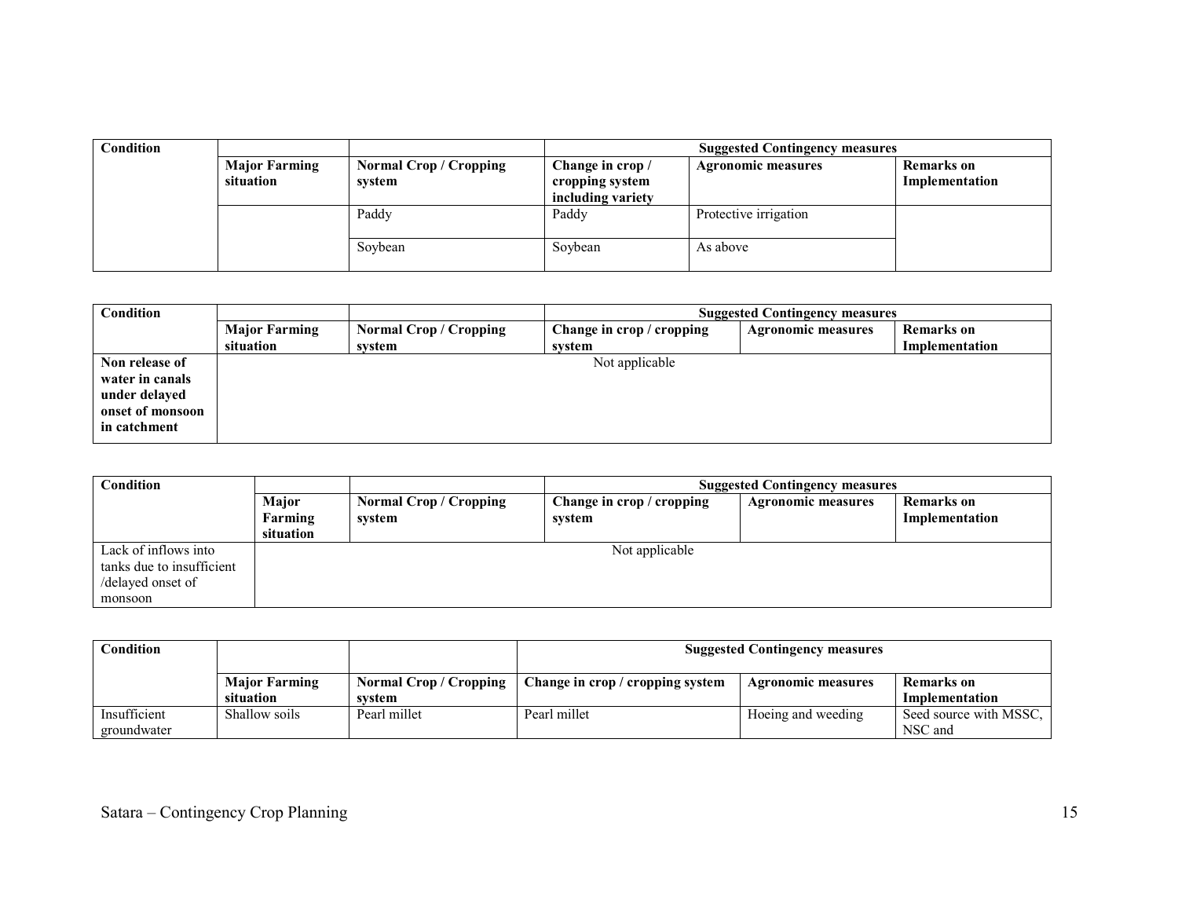| Condition | | | Suggested Contingency measures | | |
|---|---|---|---|---|---|
| | Major Farming situation | Normal Crop / Cropping system | Change in crop / cropping system including variety | Agronomic measures | Remarks on Implementation |
| | | Paddy | Paddy | Protective irrigation | |
| | | Soybean | Soybean | As above | |

| Condition | | | Suggested Contingency measures | | |
|---|---|---|---|---|---|
| | Major Farming situation | Normal Crop / Cropping system | Change in crop / cropping system | Agronomic measures | Remarks on Implementation |
| **Non release of water in canals under delayed onset of monsoon in catchment** | Not applicable | | | | |

| Condition | | | Suggested Contingency measures | | |
|---|---|---|---|---|---|
| | Major Farming situation | Normal Crop / Cropping system | Change in crop / cropping system | Agronomic measures | Remarks on Implementation |
| Lack of inflows into tanks due to insufficient /delayed onset of monsoon | Not applicable | | | | |

| Condition | | | Suggested Contingency measures | | |
|---|---|---|---|---|---|
| | Major Farming situation | Normal Crop / Cropping system | Change in crop / cropping system | Agronomic measures | Remarks on Implementation |
| Insufficient groundwater | Shallow soils | Pearl millet | Pearl millet | Hoeing and weeding | Seed source with MSSC, NSC and |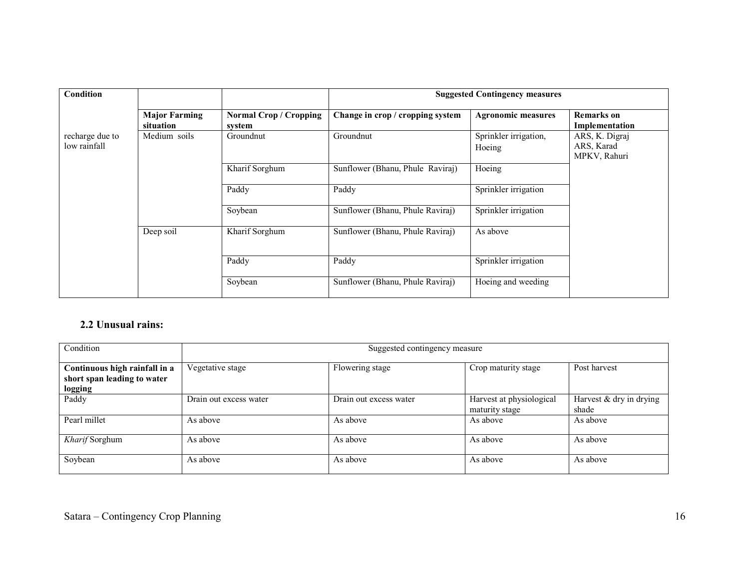| Condition | | | Suggested Contingency measures | | |
|---|---|---|---|---|---|
| | **Major Farming situation** | **Normal Crop / Cropping system** | **Change in crop / cropping system** | **Agronomic measures** | **Remarks on Implementation** |
| recharge due to low rainfall | Medium soils | Groundnut | Groundnut | Sprinkler irrigation, Hoeing | ARS, K. Digraj ARS, Karad MPKV, Rahuri |
| | | Kharif Sorghum | Sunflower (Bhanu, Phule Raviraj) | Hoeing | |
| | | Paddy | Paddy | Sprinkler irrigation | |
| | | Soybean | Sunflower (Bhanu, Phule Raviraj) | Sprinkler irrigation | |
| | Deep soil | Kharif Sorghum | Sunflower (Bhanu, Phule Raviraj) | As above | |
| | | Paddy | Paddy | Sprinkler irrigation | |
| | | Soybean | Sunflower (Bhanu, Phule Raviraj) | Hoeing and weeding | |

### 2.2 Unusual rains:

| Condition | Suggested contingency measure | | | |
|---|---|---|---|---|
| **Continuous high rainfall in a short span leading to water logging** | Vegetative stage | Flowering stage | Crop maturity stage | Post harvest |
| Paddy | Drain out excess water | Drain out excess water | Harvest at physiological maturity stage | Harvest & dry in drying shade |
| Pearl millet | As above | As above | As above | As above |
| *Kharif* Sorghum | As above | As above | As above | As above |
| Soybean | As above | As above | As above | As above |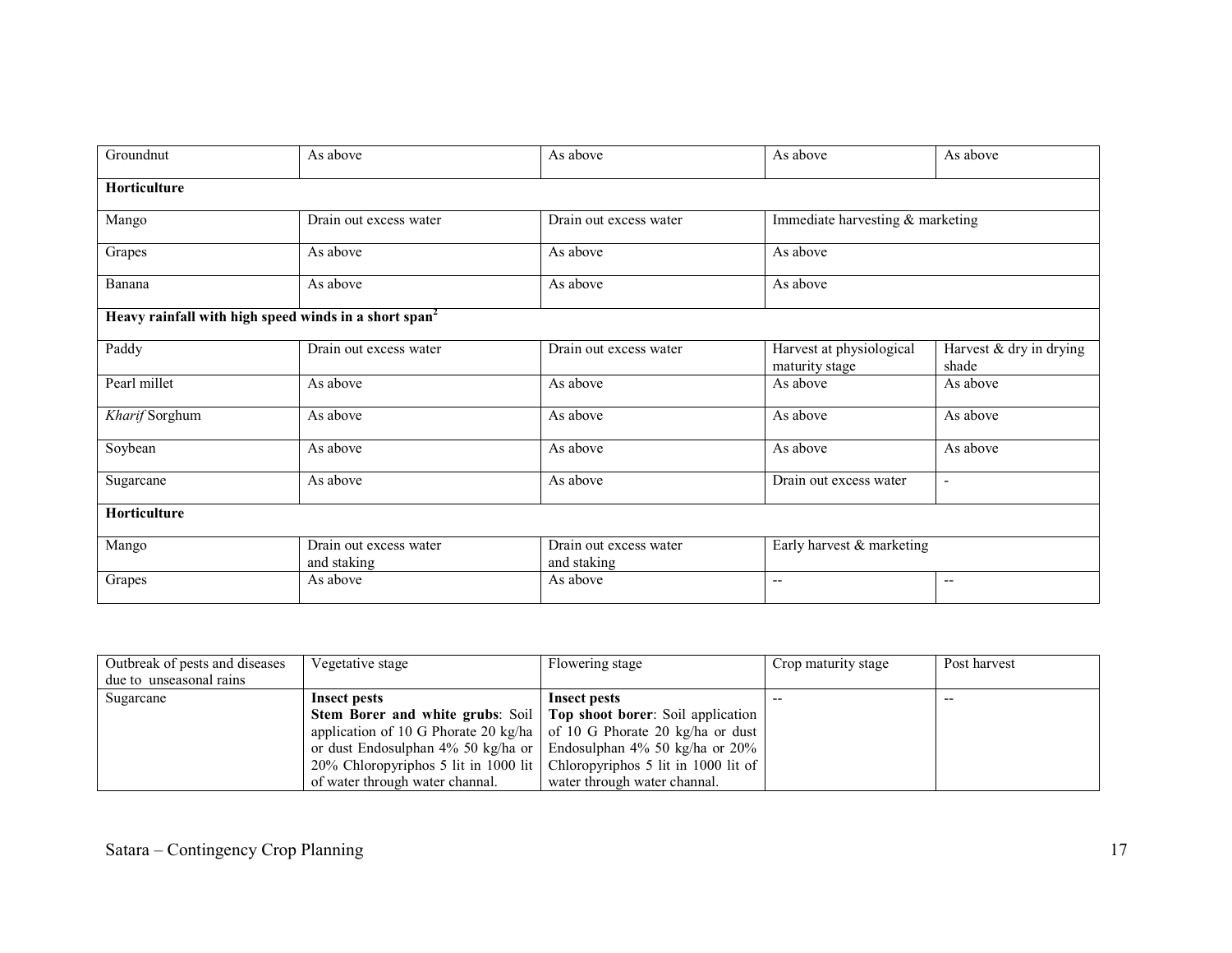| | | | | |
|---|---|---|---|---|
| Groundnut | As above | As above | As above | As above |
| **Horticulture** | | | | |
| Mango | Drain out excess water | Drain out excess water | Immediate harvesting & marketing | |
| Grapes | As above | As above | As above | |
| Banana | As above | As above | As above | |
| **Heavy rainfall with high speed winds in a short span[2]** | | | | |
| Paddy | Drain out excess water | Drain out excess water | Harvest at physiological maturity stage | Harvest & dry in drying shade |
| Pearl millet | As above | As above | As above | As above |
| *Kharif* Sorghum | As above | As above | As above | As above |
| Soybean | As above | As above | As above | As above |
| Sugarcane | As above | As above | Drain out excess water | - |
| **Horticulture** | | | | |
| Mango | Drain out excess water and staking | Drain out excess water and staking | Early harvest & marketing | |
| Grapes | As above | As above | -- | -- |

| Outbreak of pests and diseases due to unseasonal rains | Vegetative stage | Flowering stage | Crop maturity stage | Post harvest |
|---|---|---|---|---|
| Sugarcane | **Insect pests** **Stem Borer and white grubs**: Soil application of 10 G Phorate 20 kg/ha or dust Endosulphan 4% 50 kg/ha or 20% Chloropyriphos 5 lit in 1000 lit of water through water channal. | **Insect pests** **Top shoot borer**: Soil application of 10 G Phorate 20 kg/ha or dust Endosulphan 4% 50 kg/ha or 20% Chloropyriphos 5 lit in 1000 lit of water through water channal. | -- | -- |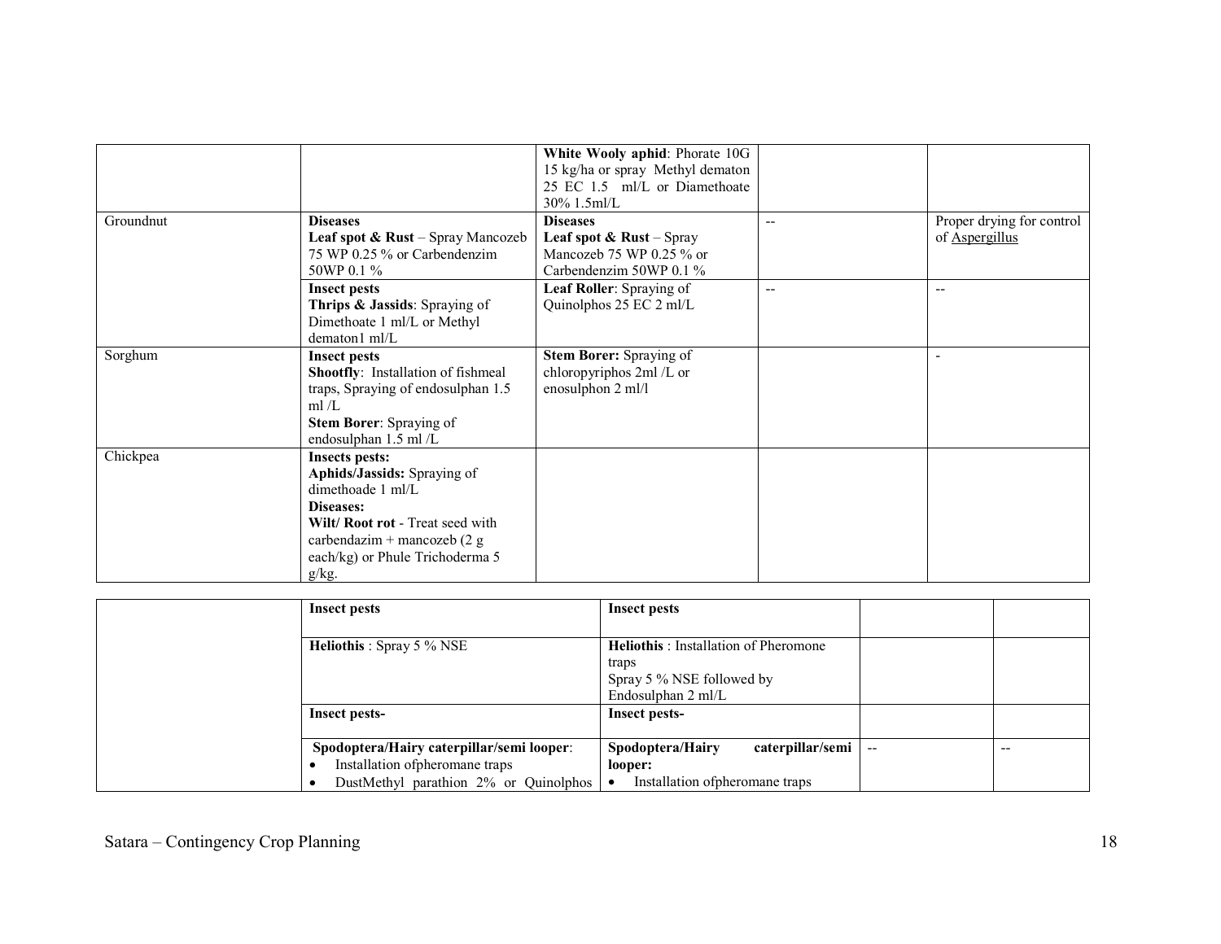| | | | | |
|---|---|---|---|---|
| | | **White Wooly aphid**: Phorate 10G 15 kg/ha or spray Methyl dematon 25 EC 1.5 ml/L or Diamethoate 30% 1.5ml/L | | |
| Groundnut | **Diseases**<br>**Leaf spot & Rust** – Spray Mancozeb 75 WP 0.25 % or Carbendenzim 50WP 0.1 % | **Diseases**<br>**Leaf spot & Rust** – Spray Mancozeb 75 WP 0.25 % or Carbendenzim 50WP 0.1 % | -- | Proper drying for control of Aspergillus |
| | **Insect pests**<br>**Thrips & Jassids**: Spraying of Dimethoate 1 ml/L or Methyl dematon1 ml/L | **Leaf Roller**: Spraying of Quinolphos 25 EC 2 ml/L | -- | -- |
| Sorghum | **Insect pests**<br>**Shootfly**: Installation of fishmeal traps, Spraying of endosulphan 1.5 ml /L<br>**Stem Borer**: Spraying of endosulphan 1.5 ml /L | **Stem Borer:** Spraying of chloropyriphos 2ml /L or enosulphon 2 ml/l | | - |
| Chickpea | **Insects pests:**<br>**Aphids/Jassids:** Spraying of dimethoade 1 ml/L<br>**Diseases:**<br>**Wilt/ Root rot** - Treat seed with carbendazim + mancozeb (2 g each/kg) or Phule Trichoderma 5 g/kg. | | | |

| | | | | |
|---|---|---|---|---|
| | **Insect pests** | **Insect pests** | | |
| | **Heliothis** : Spray 5 % NSE | **Heliothis** : Installation of Pheromone traps<br>Spray 5 % NSE followed by Endosulphan 2 ml/L | | |
| | **Insect pests-** | **Insect pests-** | | |
| | **Spodoptera/Hairy caterpillar/semi looper**:<br>• Installation ofpheromane traps<br>• DustMethyl parathion 2% or Quinolphos | **Spodoptera/Hairy caterpillar/semi looper:**<br>• Installation ofpheromane traps | -- | -- |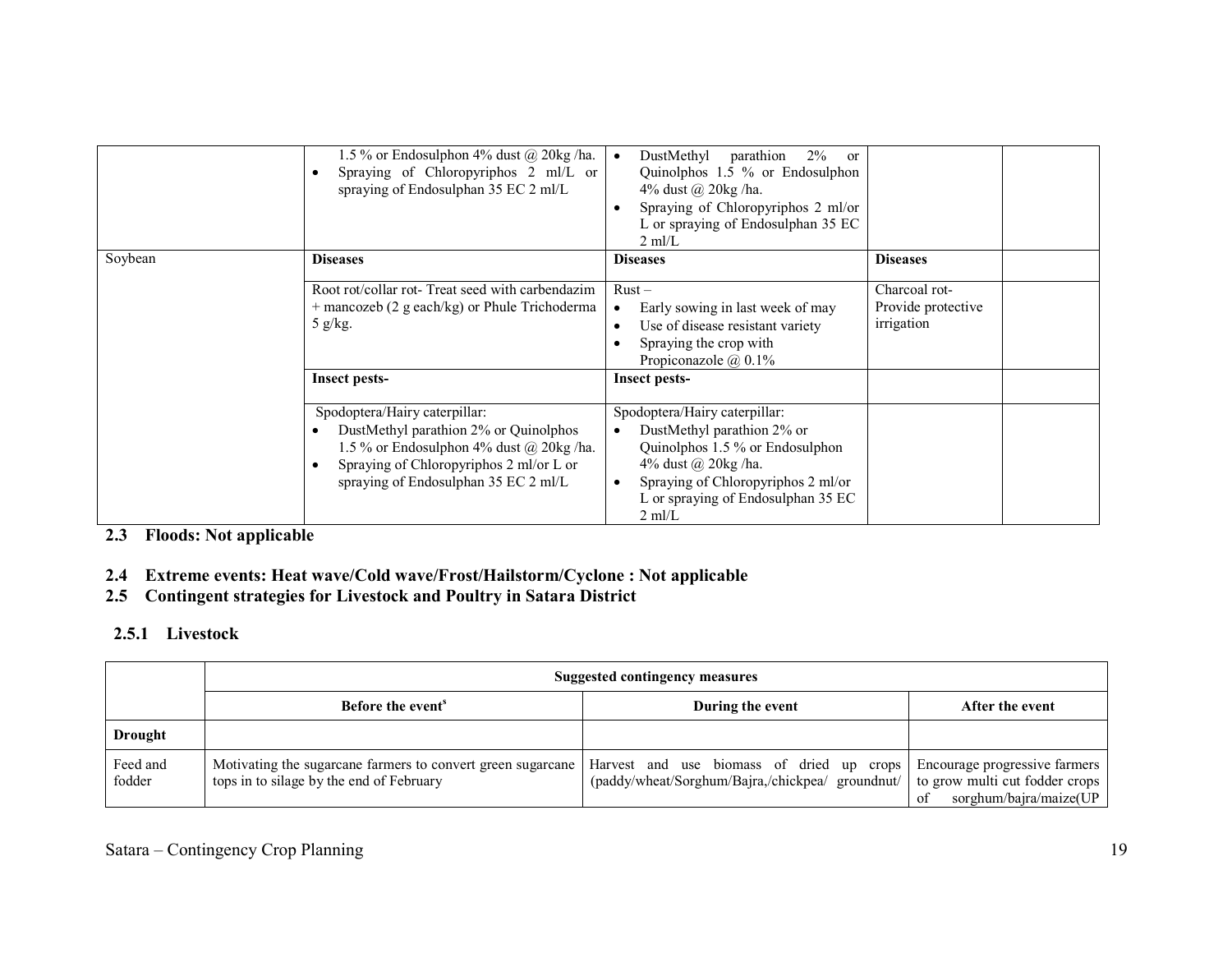| | | | | |
|---|---|---|---|---|
| | 1.5 % or Endosulphon 4% dust @ 20kg /ha.<br>• Spraying of Chloropyriphos 2 ml/L or spraying of Endosulphan 35 EC 2 ml/L | • DustMethyl parathion 2% or Quinolphos 1.5 % or Endosulphon 4% dust @ 20kg /ha.<br>• Spraying of Chloropyriphos 2 ml/or L or spraying of Endosulphan 35 EC 2 ml/L | | |
| Soybean | **Diseases** | **Diseases** | **Diseases** | |
| | Root rot/collar rot- Treat seed with carbendazim + mancozeb (2 g each/kg) or Phule Trichoderma 5 g/kg. | Rust –<br>• Early sowing in last week of may<br>• Use of disease resistant variety<br>• Spraying the crop with Propiconazole @ 0.1% | Charcoal rot- Provide protective irrigation | |
| | **Insect pests-** | **Insect pests-** | | |
| | Spodoptera/Hairy caterpillar:<br>• DustMethyl parathion 2% or Quinolphos 1.5 % or Endosulphon 4% dust @ 20kg /ha.<br>• Spraying of Chloropyriphos 2 ml/or L or spraying of Endosulphan 35 EC 2 ml/L | Spodoptera/Hairy caterpillar:<br>• DustMethyl parathion 2% or Quinolphos 1.5 % or Endosulphon 4% dust @ 20kg /ha.<br>• Spraying of Chloropyriphos 2 ml/or L or spraying of Endosulphan 35 EC 2 ml/L | | |

### 2.3 Floods: Not applicable

### 2.4 Extreme events: Heat wave/Cold wave/Frost/Hailstorm/Cyclone : Not applicable

### 2.5 Contingent strategies for Livestock and Poultry in Satara District

#### 2.5.1 Livestock

| | Suggested contingency measures | | |
|---|---|---|---|
| | **Before the event**[s] | **During the event** | **After the event** |
| **Drought** | | | |
| Feed and fodder | Motivating the sugarcane farmers to convert green sugarcane tops in to silage by the end of February | Harvest and use biomass of dried up crops (paddy/wheat/Sorghum/Bajra,/chickpea/ groundnut/ | Encourage progressive farmers to grow multi cut fodder crops of sorghum/bajra/maize(UP |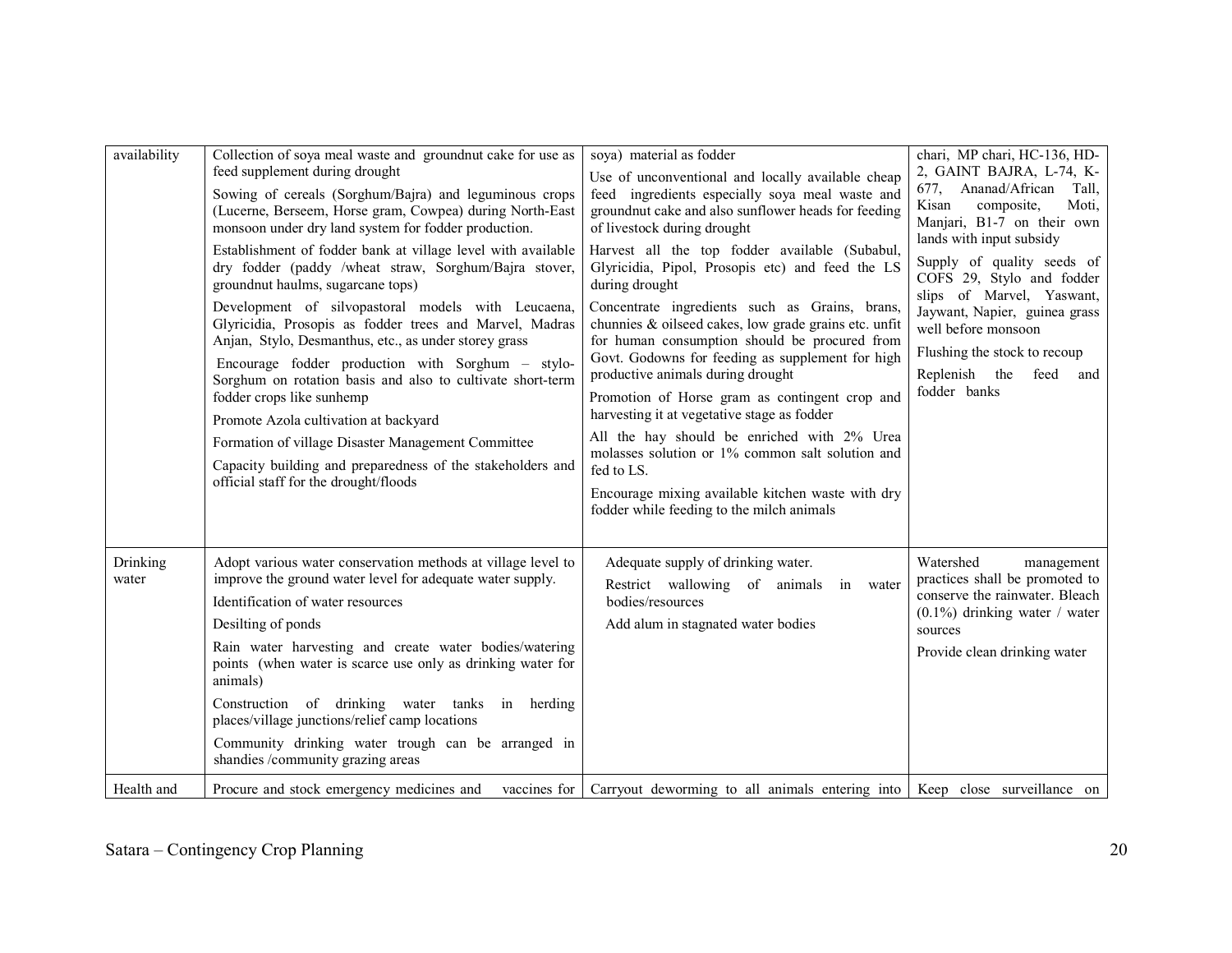| | | | |
|---|---|---|---|
| availability | Collection of soya meal waste and groundnut cake for use as feed supplement during drought<br>Sowing of cereals (Sorghum/Bajra) and leguminous crops (Lucerne, Berseem, Horse gram, Cowpea) during North-East monsoon under dry land system for fodder production.<br>Establishment of fodder bank at village level with available dry fodder (paddy /wheat straw, Sorghum/Bajra stover, groundnut haulms, sugarcane tops)<br>Development of silvopastoral models with Leucaena, Glyricidia, Prosopis as fodder trees and Marvel, Madras Anjan, Stylo, Desmanthus, etc., as under storey grass<br>Encourage fodder production with Sorghum – stylo-Sorghum on rotation basis and also to cultivate short-term fodder crops like sunhemp<br>Promote Azola cultivation at backyard<br>Formation of village Disaster Management Committee<br>Capacity building and preparedness of the stakeholders and official staff for the drought/floods | soya) material as fodder<br>Use of unconventional and locally available cheap feed ingredients especially soya meal waste and groundnut cake and also sunflower heads for feeding of livestock during drought<br>Harvest all the top fodder available (Subabul, Glyricidia, Pipol, Prosopis etc) and feed the LS during drought<br>Concentrate ingredients such as Grains, brans, chunnies & oilseed cakes, low grade grains etc. unfit for human consumption should be procured from Govt. Godowns for feeding as supplement for high productive animals during drought<br>Promotion of Horse gram as contingent crop and harvesting it at vegetative stage as fodder<br>All the hay should be enriched with 2% Urea molasses solution or 1% common salt solution and fed to LS.<br>Encourage mixing available kitchen waste with dry fodder while feeding to the milch animals | chari, MP chari, HC-136, HD-2, GAINT BAJRA, L-74, K-677, Ananad/African Tall, Kisan composite, Moti, Manjari, B1-7 on their own lands with input subsidy<br>Supply of quality seeds of COFS 29, Stylo and fodder slips of Marvel, Yaswant, Jaywant, Napier, guinea grass well before monsoon<br>Flushing the stock to recoup<br>Replenish the feed and fodder banks |
| Drinking water | Adopt various water conservation methods at village level to improve the ground water level for adequate water supply.<br>Identification of water resources<br>Desilting of ponds<br>Rain water harvesting and create water bodies/watering points (when water is scarce use only as drinking water for animals)<br>Construction of drinking water tanks in herding places/village junctions/relief camp locations<br>Community drinking water trough can be arranged in shandies /community grazing areas | Adequate supply of drinking water.<br>Restrict wallowing of animals in water bodies/resources<br>Add alum in stagnated water bodies | Watershed management practices shall be promoted to conserve the rainwater. Bleach (0.1%) drinking water / water sources<br>Provide clean drinking water |
| Health and | Procure and stock emergency medicines and vaccines for | Carryout deworming to all animals entering into | Keep close surveillance on |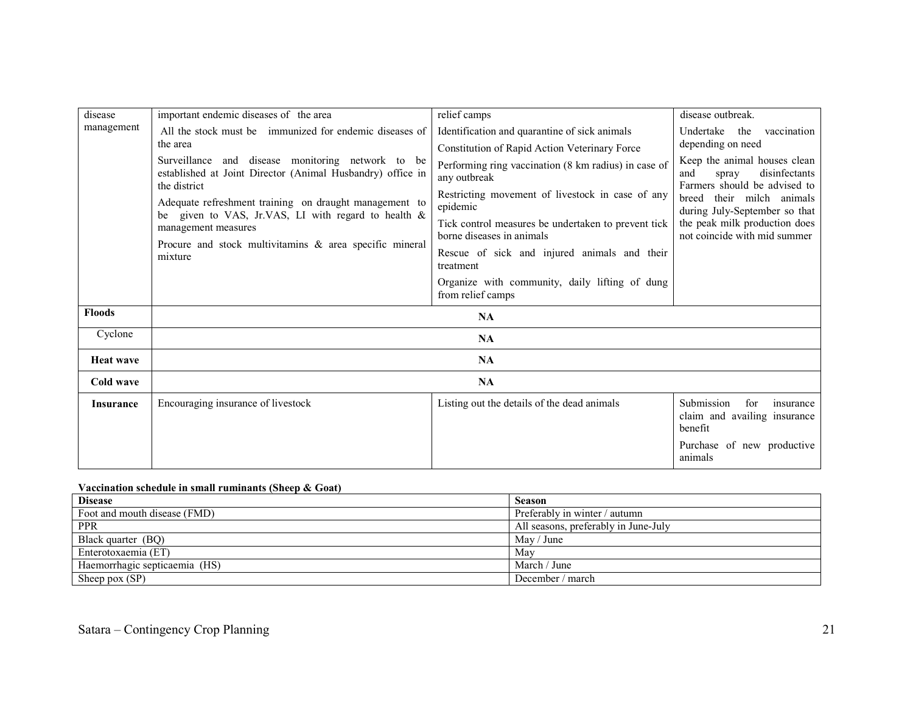| disease management | important endemic diseases of the area<br>All the stock must be immunized for endemic diseases of the area<br>Surveillance and disease monitoring network to be established at Joint Director (Animal Husbandry) office in the district<br>Adequate refreshment training on draught management to be given to VAS, Jr.VAS, LI with regard to health & management measures<br>Procure and stock multivitamins & area specific mineral mixture | relief camps<br>Identification and quarantine of sick animals<br>Constitution of Rapid Action Veterinary Force<br>Performing ring vaccination (8 km radius) in case of any outbreak<br>Restricting movement of livestock in case of any epidemic<br>Tick control measures be undertaken to prevent tick borne diseases in animals<br>Rescue of sick and injured animals and their treatment<br>Organize with community, daily lifting of dung from relief camps | disease outbreak.<br>Undertake the vaccination depending on need<br>Keep the animal houses clean and spray disinfectants Farmers should be advised to breed their milch animals during July-September so that the peak milk production does not coincide with mid summer |
|---|---|---|---|
| **Floods** | **NA** | | |
| Cyclone | **NA** | | |
| **Heat wave** | **NA** | | |
| **Cold wave** | **NA** | | |
| **Insurance** | Encouraging insurance of livestock | Listing out the details of the dead animals | Submission for insurance claim and availing insurance benefit<br>Purchase of new productive animals |

**Vaccination schedule in small ruminants (Sheep & Goat)**

| Disease | Season |
|---|---|
| Foot and mouth disease (FMD) | Preferably in winter / autumn |
| PPR | All seasons, preferably in June-July |
| Black quarter (BQ) | May / June |
| Enterotoxaemia (ET) | May |
| Haemorrhagic septicaemia (HS) | March / June |
| Sheep pox (SP) | December / march |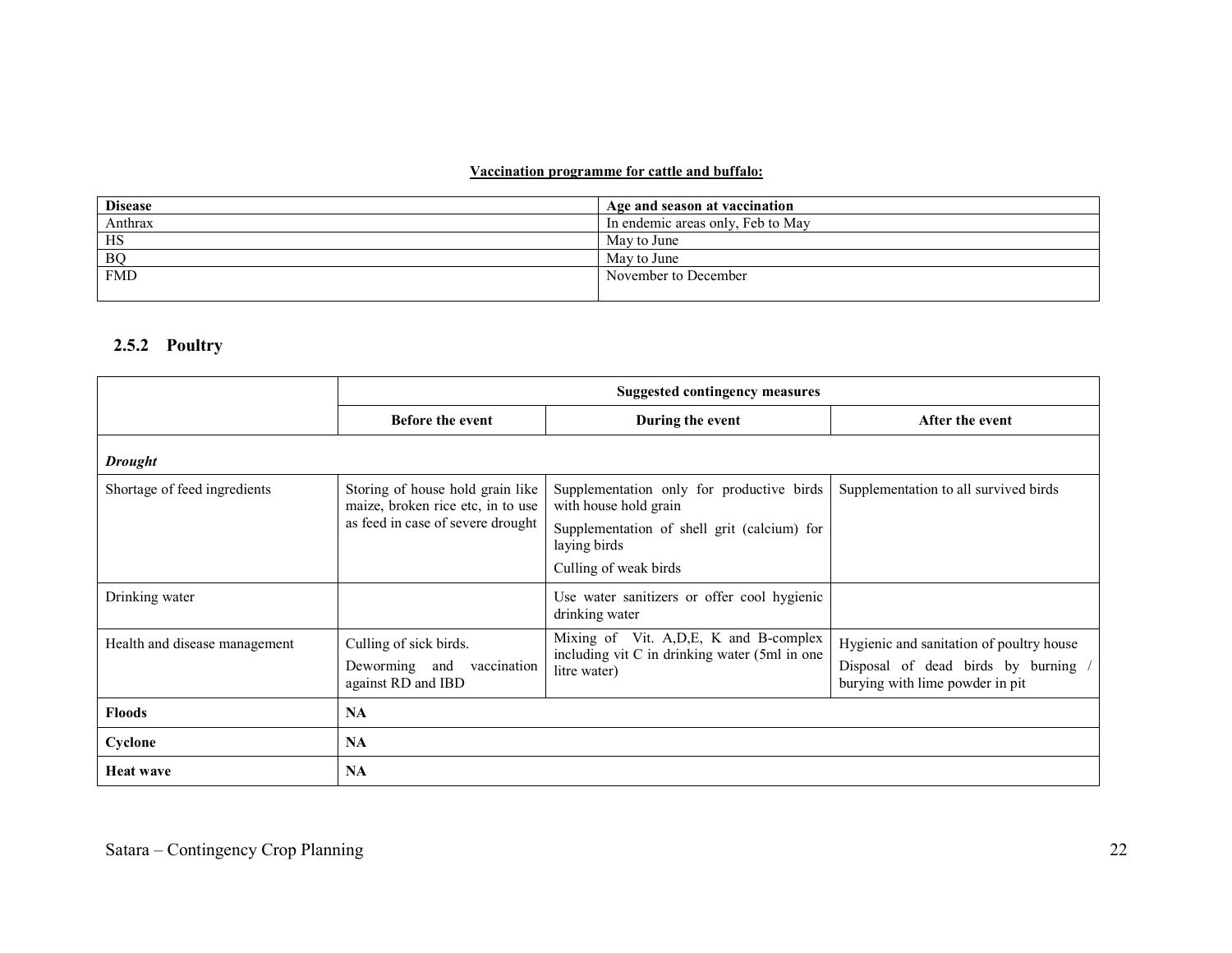**Vaccination programme for cattle and buffalo:**

| Disease | Age and season at vaccination |
|---|---|
| Anthrax | In endemic areas only, Feb to May |
| HS | May to June |
| BQ | May to June |
| FMD | November to December |

### 2.5.2 Poultry

| | Suggested contingency measures | | |
|---|---|---|---|
| | **Before the event** | **During the event** | **After the event** |
| ***Drought*** | | | |
| Shortage of feed ingredients | Storing of house hold grain like maize, broken rice etc, in to use as feed in case of severe drought | Supplementation only for productive birds with house hold grain<br>Supplementation of shell grit (calcium) for laying birds<br>Culling of weak birds | Supplementation to all survived birds |
| Drinking water | | Use water sanitizers or offer cool hygienic drinking water | |
| Health and disease management | Culling of sick birds.<br>Deworming and vaccination against RD and IBD | Mixing of Vit. A,D,E, K and B-complex including vit C in drinking water (5ml in one litre water) | Hygienic and sanitation of poultry house<br>Disposal of dead birds by burning / burying with lime powder in pit |
| **Floods** | **NA** | | |
| **Cyclone** | **NA** | | |
| **Heat wave** | **NA** | | |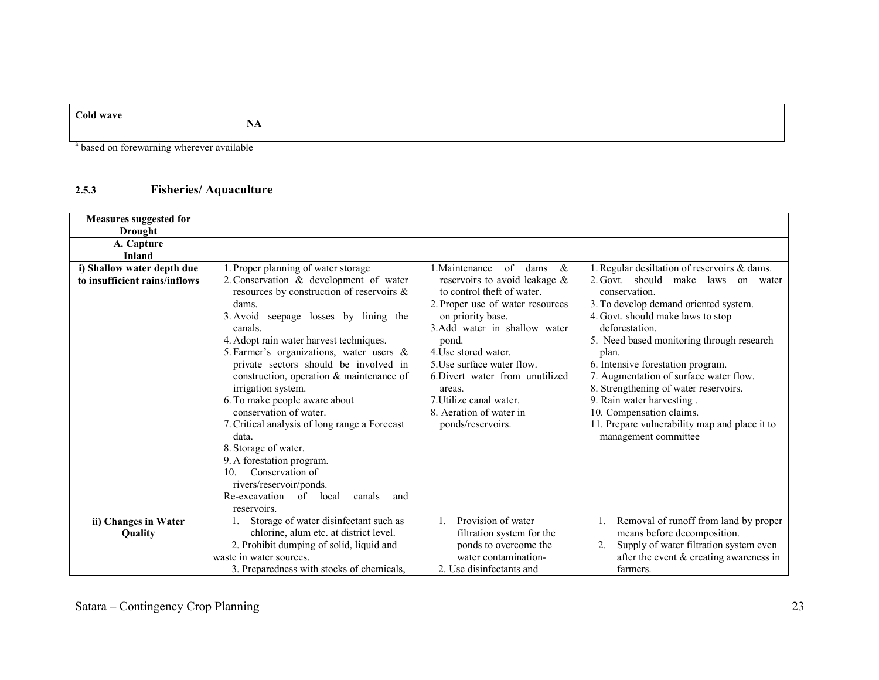| Cold wave | NA |
|---|---|

[a] based on forewarning wherever available

### 2.5.3 Fisheries/ Aquaculture

| Measures suggested for Drought | | | |
|---|---|---|---|
| **A. Capture Inland** | | | |
| **i) Shallow water depth due to insufficient rains/inflows** | 1. Proper planning of water storage<br>2. Conservation & development of water resources by construction of reservoirs & dams.<br>3. Avoid seepage losses by lining the canals.<br>4. Adopt rain water harvest techniques.<br>5. Farmer's organizations, water users & private sectors should be involved in construction, operation & maintenance of irrigation system.<br>6. To make people aware about conservation of water.<br>7. Critical analysis of long range a Forecast data.<br>8. Storage of water.<br>9. A forestation program.<br>10. Conservation of rivers/reservoir/ponds.<br>Re-excavation of local canals and reservoirs. | 1. Maintenance of dams & reservoirs to avoid leakage & to control theft of water.<br>2. Proper use of water resources on priority base.<br>3. Add water in shallow water pond.<br>4. Use stored water.<br>5. Use surface water flow.<br>6. Divert water from unutilized areas.<br>7. Utilize canal water.<br>8. Aeration of water in ponds/reservoirs. | 1. Regular desiltation of reservoirs & dams.<br>2. Govt. should make laws on water conservation.<br>3. To develop demand oriented system.<br>4. Govt. should make laws to stop deforestation.<br>5. Need based monitoring through research plan.<br>6. Intensive forestation program.<br>7. Augmentation of surface water flow.<br>8. Strengthening of water reservoirs.<br>9. Rain water harvesting .<br>10. Compensation claims.<br>11. Prepare vulnerability map and place it to management committee |
| **ii) Changes in Water Quality** | 1. Storage of water disinfectant such as chlorine, alum etc. at district level.<br>2. Prohibit dumping of solid, liquid and waste in water sources.<br>3. Preparedness with stocks of chemicals, | 1. Provision of water filtration system for the ponds to overcome the water contamination-<br>2. Use disinfectants and | 1. Removal of runoff from land by proper means before decomposition.<br>2. Supply of water filtration system even after the event & creating awareness in farmers. |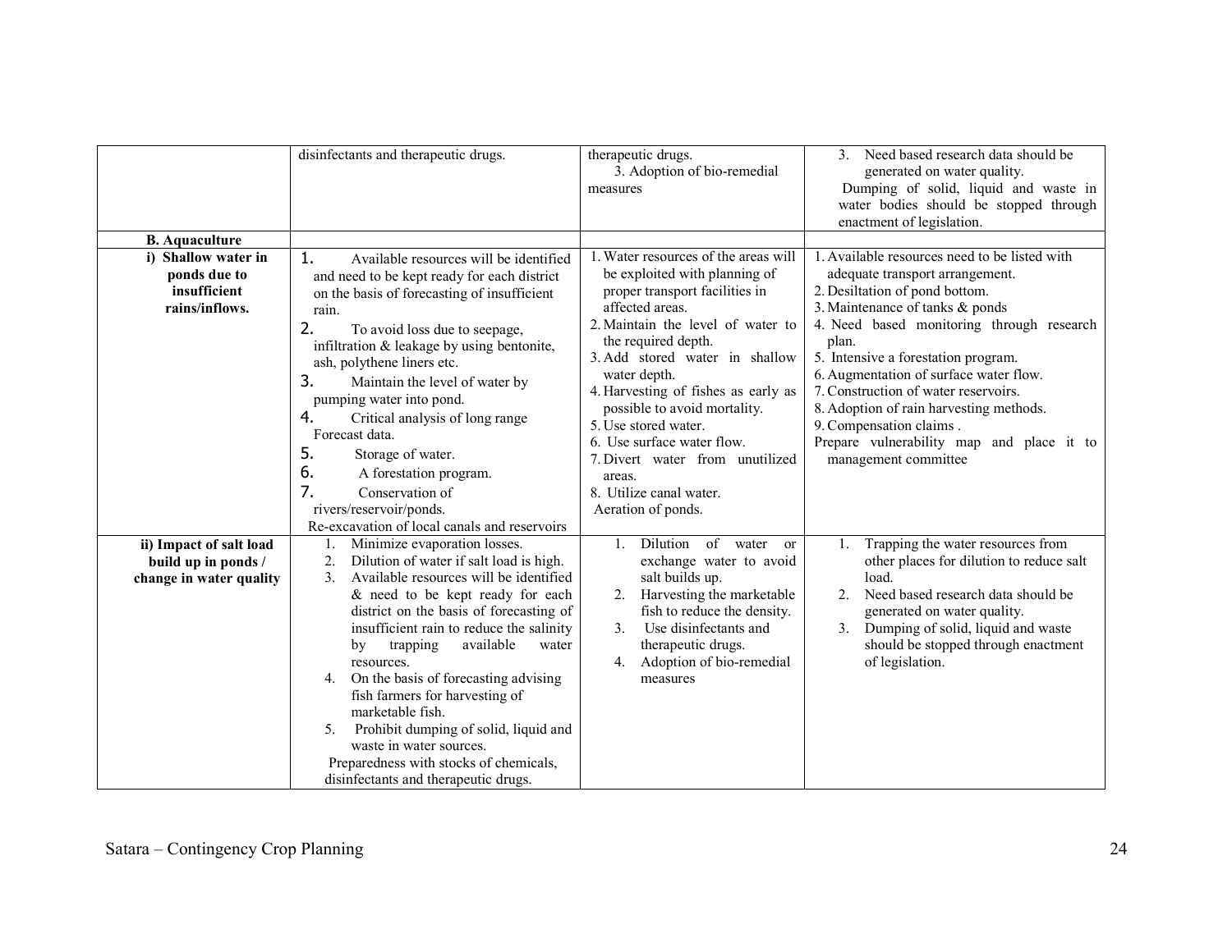| | | | |
|---|---|---|---|
| | disinfectants and therapeutic drugs. | therapeutic drugs.<br>3. Adoption of bio-remedial measures | 3. Need based research data should be generated on water quality.<br>Dumping of solid, liquid and waste in water bodies should be stopped through enactment of legislation. |
| **B. Aquaculture** | | | |
| **i) Shallow water in ponds due to insufficient rains/inflows.** | 1. Available resources will be identified and need to be kept ready for each district on the basis of forecasting of insufficient rain.<br>2. To avoid loss due to seepage, infiltration & leakage by using bentonite, ash, polythene liners etc.<br>3. Maintain the level of water by pumping water into pond.<br>4. Critical analysis of long range Forecast data.<br>5. Storage of water.<br>6. A forestation program.<br>7. Conservation of rivers/reservoir/ponds.<br>Re-excavation of local canals and reservoirs | 1. Water resources of the areas will be exploited with planning of proper transport facilities in affected areas.<br>2. Maintain the level of water to the required depth.<br>3. Add stored water in shallow water depth.<br>4. Harvesting of fishes as early as possible to avoid mortality.<br>5. Use stored water.<br>6. Use surface water flow.<br>7. Divert water from unutilized areas.<br>8. Utilize canal water.<br>Aeration of ponds. | 1. Available resources need to be listed with adequate transport arrangement.<br>2. Desiltation of pond bottom.<br>3. Maintenance of tanks & ponds<br>4. Need based monitoring through research plan.<br>5. Intensive a forestation program.<br>6. Augmentation of surface water flow.<br>7. Construction of water reservoirs.<br>8. Adoption of rain harvesting methods.<br>9. Compensation claims .<br>Prepare vulnerability map and place it to management committee |
| **ii) Impact of salt load build up in ponds / change in water quality** | 1. Minimize evaporation losses.<br>2. Dilution of water if salt load is high.<br>3. Available resources will be identified & need to be kept ready for each district on the basis of forecasting of insufficient rain to reduce the salinity by trapping available water resources.<br>4. On the basis of forecasting advising fish farmers for harvesting of marketable fish.<br>5. Prohibit dumping of solid, liquid and waste in water sources.<br>Preparedness with stocks of chemicals, disinfectants and therapeutic drugs. | 1. Dilution of water or exchange water to avoid salt builds up.<br>2. Harvesting the marketable fish to reduce the density.<br>3. Use disinfectants and therapeutic drugs.<br>4. Adoption of bio-remedial measures | 1. Trapping the water resources from other places for dilution to reduce salt load.<br>2. Need based research data should be generated on water quality.<br>3. Dumping of solid, liquid and waste should be stopped through enactment of legislation. |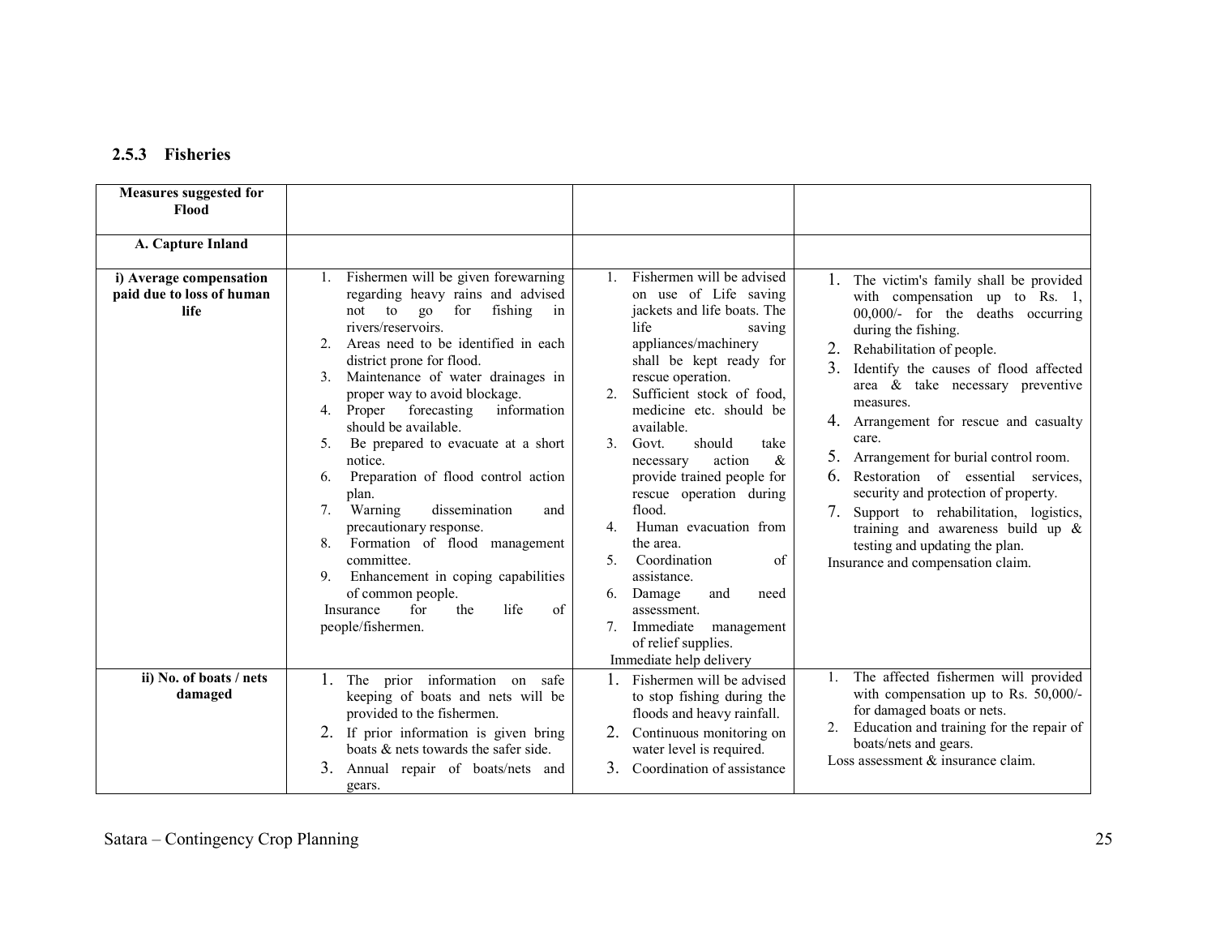### 2.5.3 Fisheries

| Measures suggested for Flood | | | |
|---|---|---|---|
| **A. Capture Inland** | | | |
| **i) Average compensation paid due to loss of human life** | 1. Fishermen will be given forewarning regarding heavy rains and advised not to go for fishing in rivers/reservoirs.<br>2. Areas need to be identified in each district prone for flood.<br>3. Maintenance of water drainages in proper way to avoid blockage.<br>4. Proper forecasting information should be available.<br>5. Be prepared to evacuate at a short notice.<br>6. Preparation of flood control action plan.<br>7. Warning dissemination and precautionary response.<br>8. Formation of flood management committee.<br>9. Enhancement in coping capabilities of common people.<br>Insurance for the life of people/fishermen. | 1. Fishermen will be advised on use of Life saving jackets and life boats. The life saving appliances/machinery shall be kept ready for rescue operation.<br>2. Sufficient stock of food, medicine etc. should be available.<br>3. Govt. should take necessary action & provide trained people for rescue operation during flood.<br>4. Human evacuation from the area.<br>5. Coordination of assistance.<br>6. Damage and need assessment.<br>7. Immediate management of relief supplies.<br>Immediate help delivery | 1. The victim's family shall be provided with compensation up to Rs. 1, 00,000/- for the deaths occurring during the fishing.<br>2. Rehabilitation of people.<br>3. Identify the causes of flood affected area & take necessary preventive measures.<br>4. Arrangement for rescue and casualty care.<br>5. Arrangement for burial control room.<br>6. Restoration of essential services, security and protection of property.<br>7. Support to rehabilitation, logistics, training and awareness build up & testing and updating the plan.<br>Insurance and compensation claim. |
| **ii) No. of boats / nets damaged** | 1. The prior information on safe keeping of boats and nets will be provided to the fishermen.<br>2. If prior information is given bring boats & nets towards the safer side.<br>3. Annual repair of boats/nets and gears. | 1. Fishermen will be advised to stop fishing during the floods and heavy rainfall.<br>2. Continuous monitoring on water level is required.<br>3. Coordination of assistance | 1. The affected fishermen will provided with compensation up to Rs. 50,000/- for damaged boats or nets.<br>2. Education and training for the repair of boats/nets and gears.<br>Loss assessment & insurance claim. |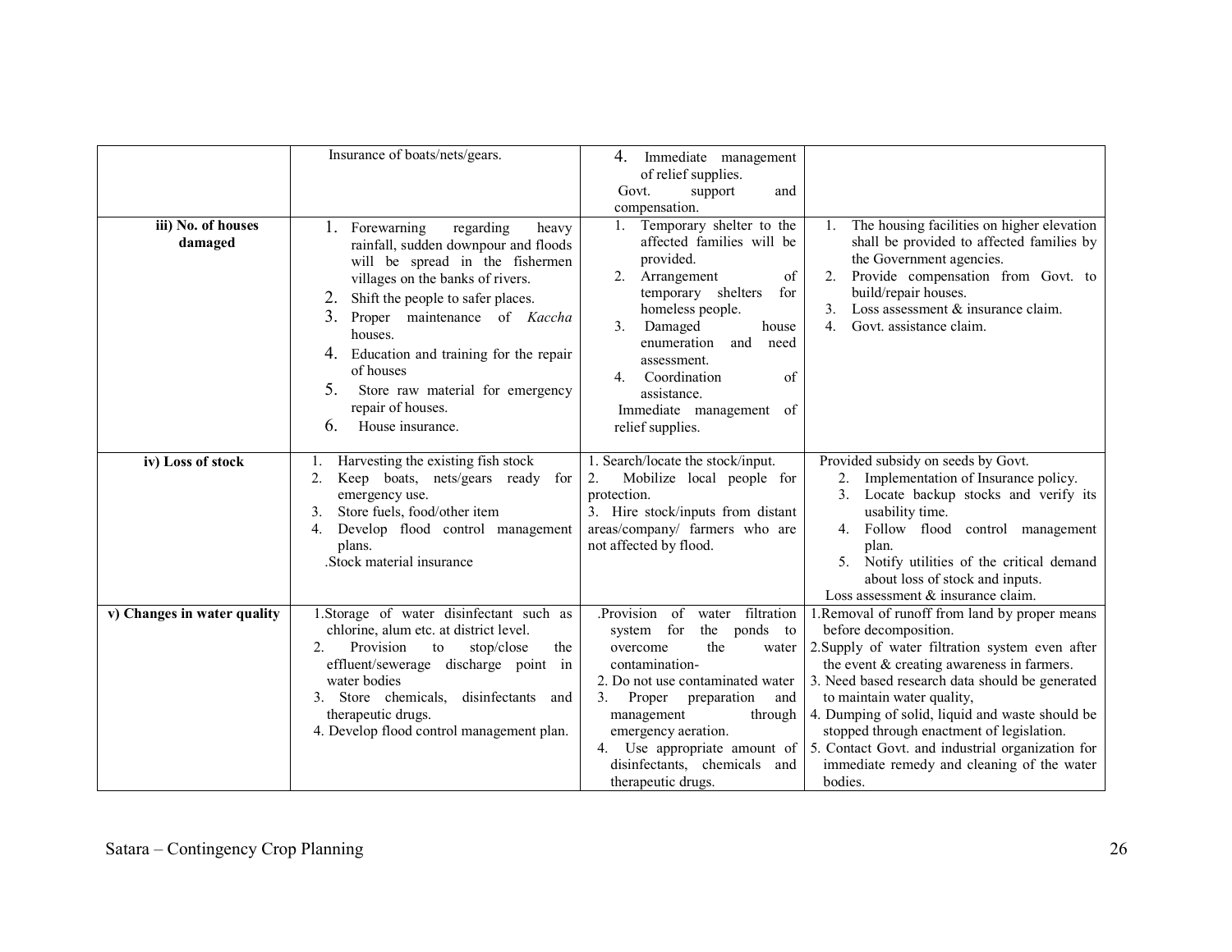| | | | |
|---|---|---|---|
| | Insurance of boats/nets/gears. | 4. Immediate management of relief supplies.<br>Govt. support and compensation. | |
| **iii) No. of houses damaged** | 1. Forewarning regarding heavy rainfall, sudden downpour and floods will be spread in the fishermen villages on the banks of rivers.<br>2. Shift the people to safer places.<br>3. Proper maintenance of *Kaccha* houses.<br>4. Education and training for the repair of houses<br>5. Store raw material for emergency repair of houses.<br>6. House insurance. | 1. Temporary shelter to the affected families will be provided.<br>2. Arrangement of temporary shelters for homeless people.<br>3. Damaged house enumeration and need assessment.<br>4. Coordination of assistance.<br>Immediate management of relief supplies. | 1. The housing facilities on higher elevation shall be provided to affected families by the Government agencies.<br>2. Provide compensation from Govt. to build/repair houses.<br>3. Loss assessment & insurance claim.<br>4. Govt. assistance claim. |
| **iv) Loss of stock** | 1. Harvesting the existing fish stock<br>2. Keep boats, nets/gears ready for emergency use.<br>3. Store fuels, food/other item<br>4. Develop flood control management plans.<br>.Stock material insurance | 1. Search/locate the stock/input.<br>2. Mobilize local people for protection.<br>3. Hire stock/inputs from distant areas/company/ farmers who are not affected by flood. | Provided subsidy on seeds by Govt.<br>2. Implementation of Insurance policy.<br>3. Locate backup stocks and verify its usability time.<br>4. Follow flood control management plan.<br>5. Notify utilities of the critical demand about loss of stock and inputs.<br>Loss assessment & insurance claim. |
| **v) Changes in water quality** | 1.Storage of water disinfectant such as chlorine, alum etc. at district level.<br>2. Provision to stop/close the effluent/sewerage discharge point in water bodies<br>3. Store chemicals, disinfectants and therapeutic drugs.<br>4. Develop flood control management plan. | .Provision of water filtration system for the ponds to overcome the water contamination-<br>2. Do not use contaminated water<br>3. Proper preparation and management through emergency aeration.<br>4. Use appropriate amount of disinfectants, chemicals and therapeutic drugs. | 1.Removal of runoff from land by proper means before decomposition.<br>2.Supply of water filtration system even after the event & creating awareness in farmers.<br>3. Need based research data should be generated to maintain water quality,<br>4. Dumping of solid, liquid and waste should be stopped through enactment of legislation.<br>5. Contact Govt. and industrial organization for immediate remedy and cleaning of the water bodies. |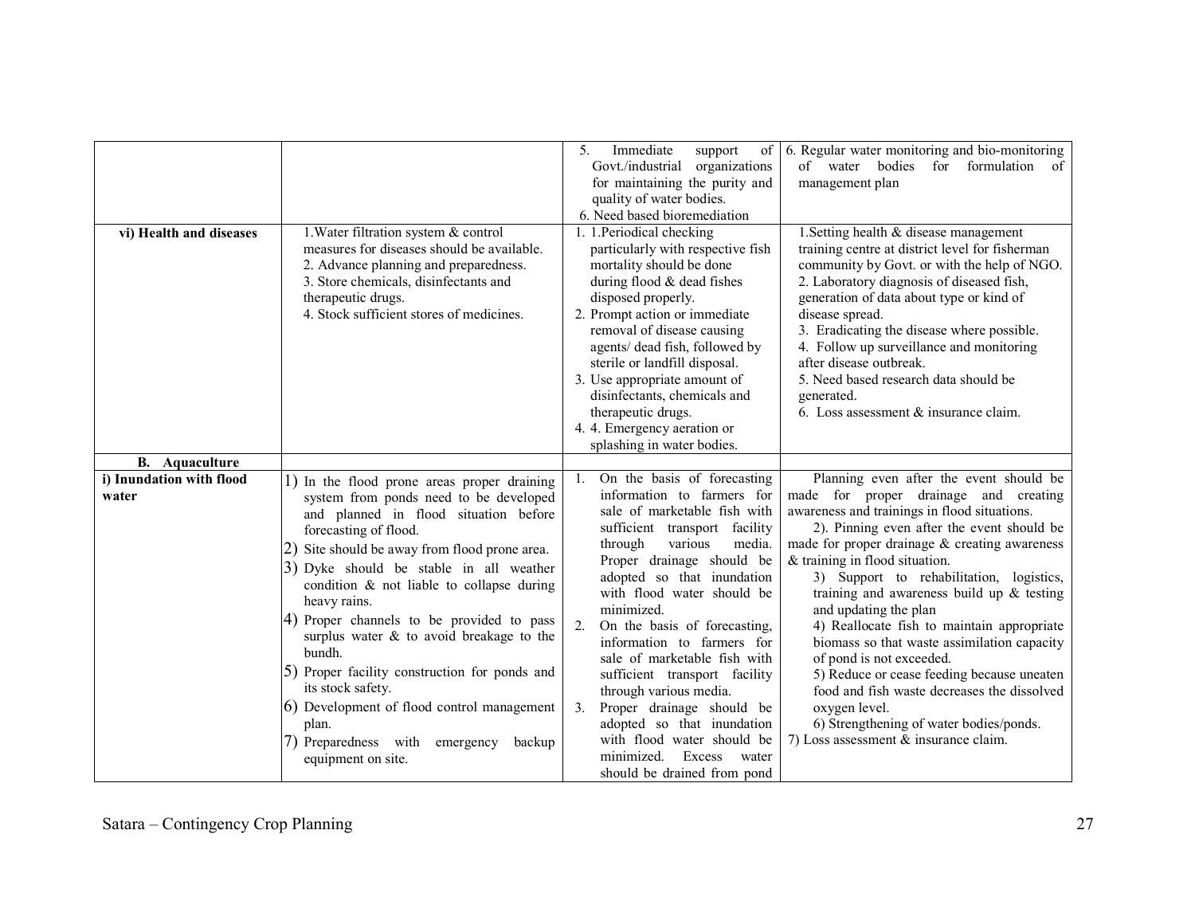| | | | |
|---|---|---|---|
| | | 5. Immediate support of Govt./industrial organizations for maintaining the purity and quality of water bodies.<br>6. Need based bioremediation | 6. Regular water monitoring and bio-monitoring of water bodies for formulation of management plan |
| **vi) Health and diseases** | 1.Water filtration system & control measures for diseases should be available.<br>2. Advance planning and preparedness.<br>3. Store chemicals, disinfectants and therapeutic drugs.<br>4. Stock sufficient stores of medicines. | 1. 1.Periodical checking particularly with respective fish mortality should be done during flood & dead fishes disposed properly.<br>2. Prompt action or immediate removal of disease causing agents/ dead fish, followed by sterile or landfill disposal.<br>3. Use appropriate amount of disinfectants, chemicals and therapeutic drugs.<br>4. 4. Emergency aeration or splashing in water bodies. | 1.Setting health & disease management training centre at district level for fisherman community by Govt. or with the help of NGO.<br>2. Laboratory diagnosis of diseased fish, generation of data about type or kind of disease spread.<br>3. Eradicating the disease where possible.<br>4. Follow up surveillance and monitoring after disease outbreak.<br>5. Need based research data should be generated.<br>6. Loss assessment & insurance claim. |
| **B. Aquaculture** | | | |
| **i) Inundation with flood water** | 1) In the flood prone areas proper draining system from ponds need to be developed and planned in flood situation before forecasting of flood.<br>2) Site should be away from flood prone area.<br>3) Dyke should be stable in all weather condition & not liable to collapse during heavy rains.<br>4) Proper channels to be provided to pass surplus water & to avoid breakage to the bundh.<br>5) Proper facility construction for ponds and its stock safety.<br>6) Development of flood control management plan.<br>7) Preparedness with emergency backup equipment on site. | 1. On the basis of forecasting information to farmers for sale of marketable fish with sufficient transport facility through various media. Proper drainage should be adopted so that inundation with flood water should be minimized.<br>2. On the basis of forecasting, information to farmers for sale of marketable fish with sufficient transport facility through various media.<br>3. Proper drainage should be adopted so that inundation with flood water should be minimized. Excess water should be drained from pond | Planning even after the event should be made for proper drainage and creating awareness and trainings in flood situations.<br>2). Pinning even after the event should be made for proper drainage & creating awareness & training in flood situation.<br>3) Support to rehabilitation, logistics, training and awareness build up & testing and updating the plan<br>4) Reallocate fish to maintain appropriate biomass so that waste assimilation capacity of pond is not exceeded.<br>5) Reduce or cease feeding because uneaten food and fish waste decreases the dissolved oxygen level.<br>6) Strengthening of water bodies/ponds.<br>7) Loss assessment & insurance claim. |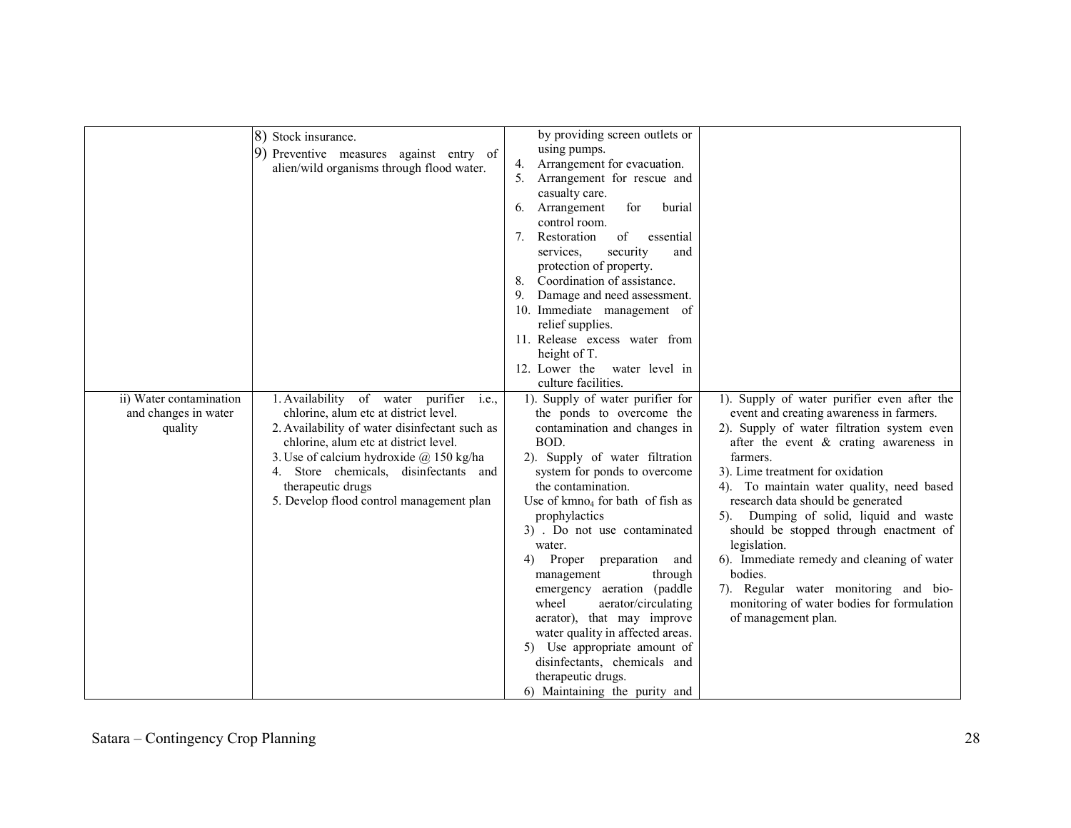| | | | |
|---|---|---|---|
| | 8) Stock insurance.<br>9) Preventive measures against entry of alien/wild organisms through flood water. | by providing screen outlets or using pumps.<br>4. Arrangement for evacuation.<br>5. Arrangement for rescue and casualty care.<br>6. Arrangement for burial control room.<br>7. Restoration of essential services, security and protection of property.<br>8. Coordination of assistance.<br>9. Damage and need assessment.<br>10. Immediate management of relief supplies.<br>11. Release excess water from height of T.<br>12. Lower the water level in culture facilities. | |
| ii) Water contamination and changes in water quality | 1. Availability of water purifier i.e., chlorine, alum etc at district level.<br>2. Availability of water disinfectant such as chlorine, alum etc at district level.<br>3. Use of calcium hydroxide @ 150 kg/ha<br>4. Store chemicals, disinfectants and therapeutic drugs<br>5. Develop flood control management plan | 1). Supply of water purifier for the ponds to overcome the contamination and changes in BOD.<br>2). Supply of water filtration system for ponds to overcome the contamination.<br>Use of kmno$_4$ for bath of fish as prophylactics<br>3) . Do not use contaminated water.<br>4) Proper preparation and management through emergency aeration (paddle wheel aerator/circulating aerator), that may improve water quality in affected areas.<br>5) Use appropriate amount of disinfectants, chemicals and therapeutic drugs.<br>6) Maintaining the purity and | 1). Supply of water purifier even after the event and creating awareness in farmers.<br>2). Supply of water filtration system even after the event & crating awareness in farmers.<br>3). Lime treatment for oxidation<br>4). To maintain water quality, need based research data should be generated<br>5). Dumping of solid, liquid and waste should be stopped through enactment of legislation.<br>6). Immediate remedy and cleaning of water bodies.<br>7). Regular water monitoring and bio-monitoring of water bodies for formulation of management plan. |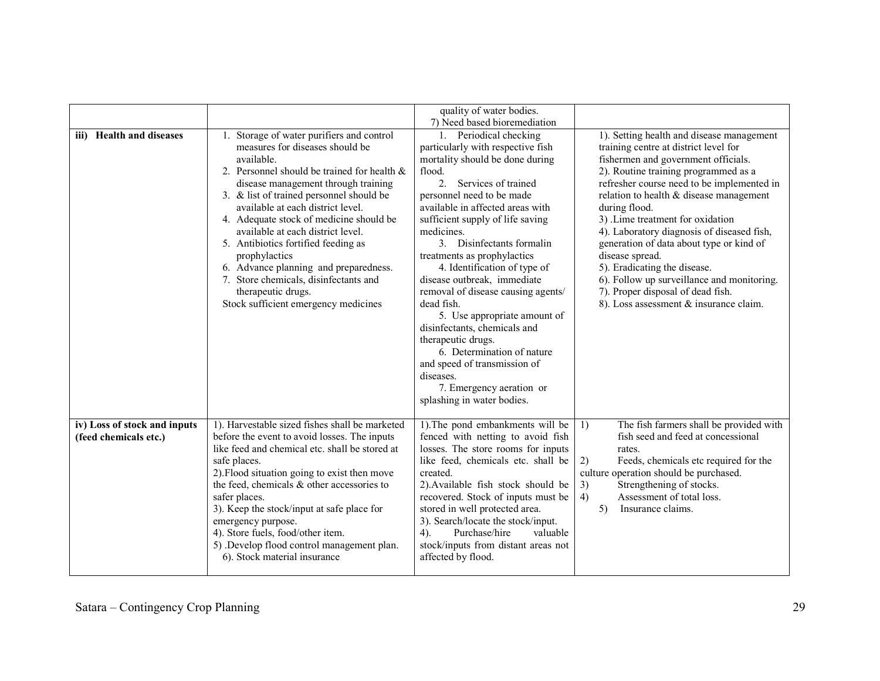| | | | |
|---|---|---|---|
| | | quality of water bodies.<br>7) Need based bioremediation | |
| **iii) Health and diseases** | 1. Storage of water purifiers and control measures for diseases should be available.<br>2. Personnel should be trained for health & disease management through training<br>3. & list of trained personnel should be available at each district level.<br>4. Adequate stock of medicine should be available at each district level.<br>5. Antibiotics fortified feeding as prophylactics<br>6. Advance planning and preparedness.<br>7. Store chemicals, disinfectants and therapeutic drugs.<br>Stock sufficient emergency medicines | 1. Periodical checking particularly with respective fish mortality should be done during flood.<br>2. Services of trained personnel need to be made available in affected areas with sufficient supply of life saving medicines.<br>3. Disinfectants formalin treatments as prophylactics<br>4. Identification of type of disease outbreak, immediate removal of disease causing agents/ dead fish.<br>5. Use appropriate amount of disinfectants, chemicals and therapeutic drugs.<br>6. Determination of nature and speed of transmission of diseases.<br>7. Emergency aeration or splashing in water bodies. | 1). Setting health and disease management training centre at district level for fishermen and government officials.<br>2). Routine training programmed as a refresher course need to be implemented in relation to health & disease management during flood.<br>3) .Lime treatment for oxidation<br>4). Laboratory diagnosis of diseased fish, generation of data about type or kind of disease spread.<br>5). Eradicating the disease.<br>6). Follow up surveillance and monitoring.<br>7). Proper disposal of dead fish.<br>8). Loss assessment & insurance claim. |
| **iv) Loss of stock and inputs (feed chemicals etc.)** | 1). Harvestable sized fishes shall be marketed before the event to avoid losses. The inputs like feed and chemical etc. shall be stored at safe places.<br>2).Flood situation going to exist then move the feed, chemicals & other accessories to safer places.<br>3). Keep the stock/input at safe place for emergency purpose.<br>4). Store fuels, food/other item.<br>5) .Develop flood control management plan.<br>6). Stock material insurance | 1).The pond embankments will be fenced with netting to avoid fish losses. The store rooms for inputs like feed, chemicals etc. shall be created.<br>2).Available fish stock should be recovered. Stock of inputs must be stored in well protected area.<br>3). Search/locate the stock/input.<br>4). Purchase/hire valuable stock/inputs from distant areas not affected by flood. | 1) The fish farmers shall be provided with fish seed and feed at concessional rates.<br>2) Feeds, chemicals etc required for the culture operation should be purchased.<br>3) Strengthening of stocks.<br>4) Assessment of total loss.<br>5) Insurance claims. |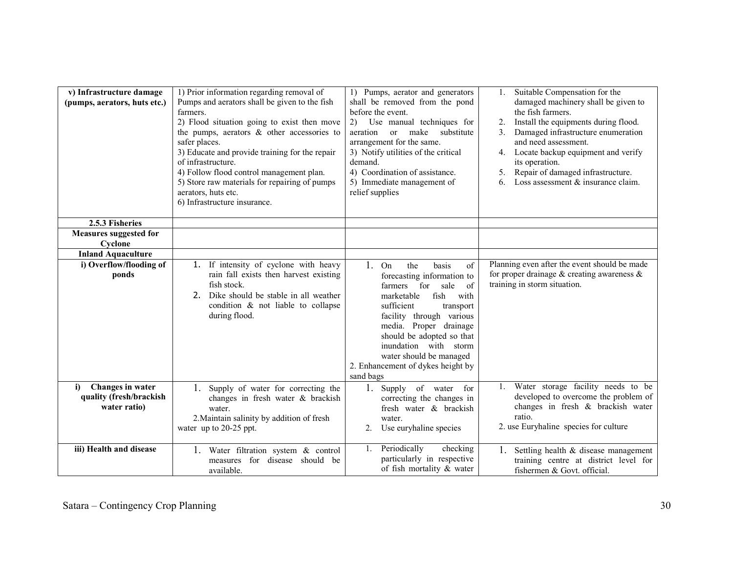| | | | |
|---|---|---|---|
| **v) Infrastructure damage (pumps, aerators, huts etc.)** | 1) Prior information regarding removal of Pumps and aerators shall be given to the fish farmers.<br>2) Flood situation going to exist then move the pumps, aerators & other accessories to safer places.<br>3) Educate and provide training for the repair of infrastructure.<br>4) Follow flood control management plan.<br>5) Store raw materials for repairing of pumps aerators, huts etc.<br>6) Infrastructure insurance. | 1) Pumps, aerator and generators shall be removed from the pond before the event.<br>2) Use manual techniques for aeration or make substitute arrangement for the same.<br>3) Notify utilities of the critical demand.<br>4) Coordination of assistance.<br>5) Immediate management of relief supplies | 1. Suitable Compensation for the damaged machinery shall be given to the fish farmers.<br>2. Install the equipments during flood.<br>3. Damaged infrastructure enumeration and need assessment.<br>4. Locate backup equipment and verify its operation.<br>5. Repair of damaged infrastructure.<br>6. Loss assessment & insurance claim. |
| **2.5.3 Fisheries** | | | |
| **Measures suggested for Cyclone** | | | |
| **Inland Aquaculture** | | | |
| **i) Overflow/flooding of ponds** | 1. If intensity of cyclone with heavy rain fall exists then harvest existing fish stock.<br>2. Dike should be stable in all weather condition & not liable to collapse during flood. | 1. On the basis of forecasting information to farmers for sale of marketable fish with sufficient transport facility through various media. Proper drainage should be adopted so that inundation with storm water should be managed<br>2. Enhancement of dykes height by sand bags | Planning even after the event should be made for proper drainage & creating awareness & training in storm situation. |
| **i) Changes in water quality (fresh/brackish water ratio)** | 1. Supply of water for correcting the changes in fresh water & brackish water.<br>2. Maintain salinity by addition of fresh water up to 20-25 ppt. | 1. Supply of water for correcting the changes in fresh water & brackish water.<br>2. Use euryhaline species | 1. Water storage facility needs to be developed to overcome the problem of changes in fresh & brackish water ratio.<br>2. use Euryhaline species for culture |
| **iii) Health and disease** | 1. Water filtration system & control measures for disease should be available. | 1. Periodically checking particularly in respective of fish mortality & water | 1. Settling health & disease management training centre at district level for fishermen & Govt. official. |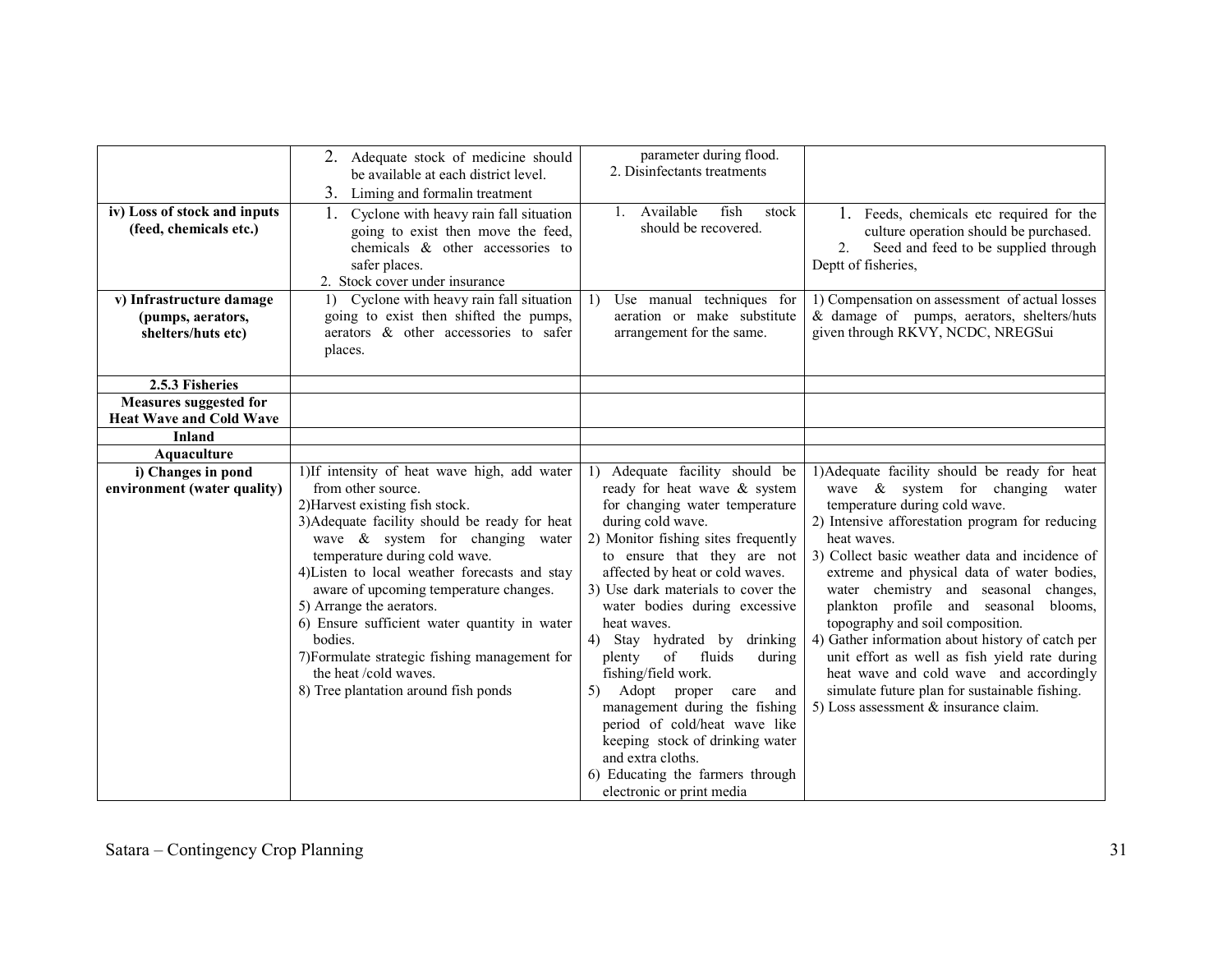| | | | |
|---|---|---|---|
| | 2. Adequate stock of medicine should be available at each district level.<br>3. Liming and formalin treatment | parameter during flood.<br>2. Disinfectants treatments | |
| **iv) Loss of stock and inputs (feed, chemicals etc.)** | 1. Cyclone with heavy rain fall situation going to exist then move the feed, chemicals & other accessories to safer places.<br>2. Stock cover under insurance | 1. Available fish stock should be recovered. | 1. Feeds, chemicals etc required for the culture operation should be purchased.<br>2. Seed and feed to be supplied through Deptt of fisheries, |
| **v) Infrastructure damage (pumps, aerators, shelters/huts etc)** | 1) Cyclone with heavy rain fall situation going to exist then shifted the pumps, aerators & other accessories to safer places. | 1) Use manual techniques for aeration or make substitute arrangement for the same. | 1) Compensation on assessment of actual losses & damage of pumps, aerators, shelters/huts given through RKVY, NCDC, NREGSui |
| **2.5.3 Fisheries** | | | |
| **Measures suggested for Heat Wave and Cold Wave** | | | |
| **Inland** | | | |
| **Aquaculture** | | | |
| **i) Changes in pond environment (water quality)** | 1)If intensity of heat wave high, add water from other source.<br>2)Harvest existing fish stock.<br>3)Adequate facility should be ready for heat wave & system for changing water temperature during cold wave.<br>4)Listen to local weather forecasts and stay aware of upcoming temperature changes.<br>5) Arrange the aerators.<br>6) Ensure sufficient water quantity in water bodies.<br>7)Formulate strategic fishing management for the heat /cold waves.<br>8) Tree plantation around fish ponds | 1) Adequate facility should be ready for heat wave & system for changing water temperature during cold wave.<br>2) Monitor fishing sites frequently to ensure that they are not affected by heat or cold waves.<br>3) Use dark materials to cover the water bodies during excessive heat waves.<br>4) Stay hydrated by drinking plenty of fluids during fishing/field work.<br>5) Adopt proper care and management during the fishing period of cold/heat wave like keeping stock of drinking water and extra cloths.<br>6) Educating the farmers through electronic or print media | 1)Adequate facility should be ready for heat wave & system for changing water temperature during cold wave.<br>2) Intensive afforestation program for reducing heat waves.<br>3) Collect basic weather data and incidence of extreme and physical data of water bodies, water chemistry and seasonal changes, plankton profile and seasonal blooms, topography and soil composition.<br>4) Gather information about history of catch per unit effort as well as fish yield rate during heat wave and cold wave and accordingly simulate future plan for sustainable fishing.<br>5) Loss assessment & insurance claim. |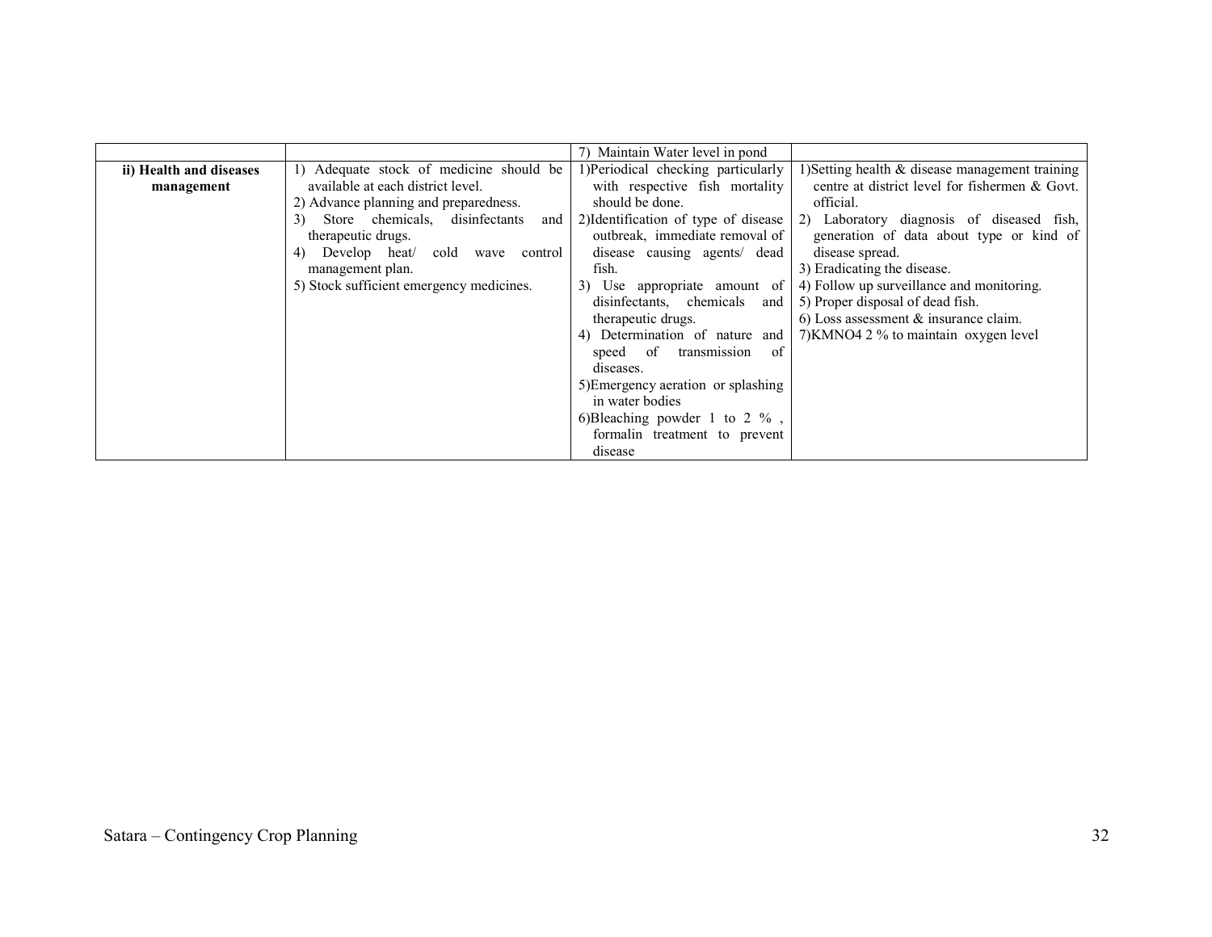| | | | |
|---|---|---|---|
| | | 7) Maintain Water level in pond | |
| **ii) Health and diseases management** | 1) Adequate stock of medicine should be available at each district level.<br>2) Advance planning and preparedness.<br>3) Store chemicals, disinfectants and therapeutic drugs.<br>4) Develop heat/ cold wave control management plan.<br>5) Stock sufficient emergency medicines. | 1)Periodical checking particularly with respective fish mortality should be done.<br>2)Identification of type of disease outbreak, immediate removal of disease causing agents/ dead fish.<br>3) Use appropriate amount of disinfectants, chemicals and therapeutic drugs.<br>4) Determination of nature and speed of transmission of diseases.<br>5)Emergency aeration or splashing in water bodies<br>6)Bleaching powder 1 to 2 % , formalin treatment to prevent disease | 1)Setting health & disease management training centre at district level for fishermen & Govt. official.<br>2) Laboratory diagnosis of diseased fish, generation of data about type or kind of disease spread.<br>3) Eradicating the disease.<br>4) Follow up surveillance and monitoring.<br>5) Proper disposal of dead fish.<br>6) Loss assessment & insurance claim.<br>7)$KMNO_4$ 2 % to maintain oxygen level |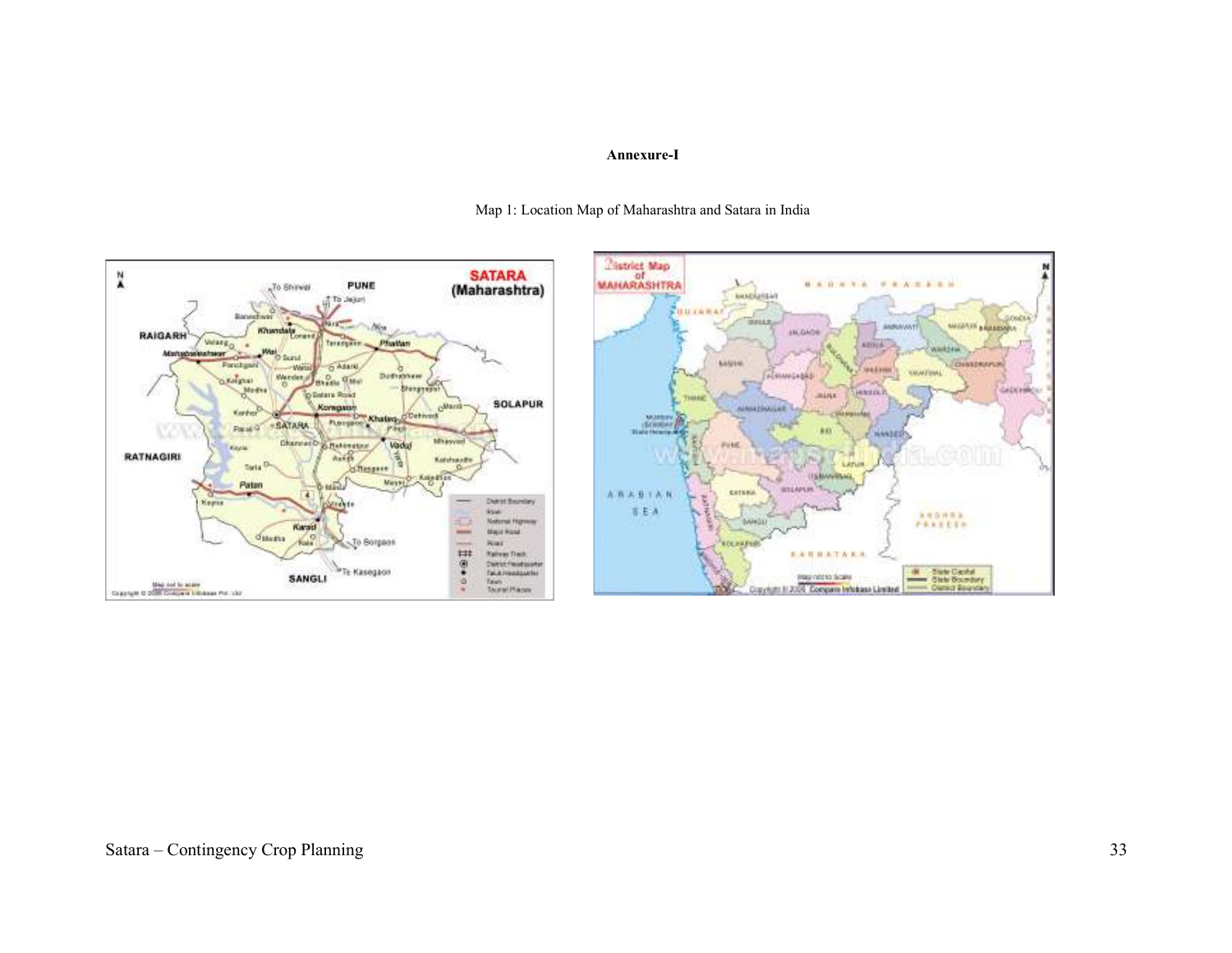**Annexure-I**

Map 1: Location Map of Maharashtra and Satara in India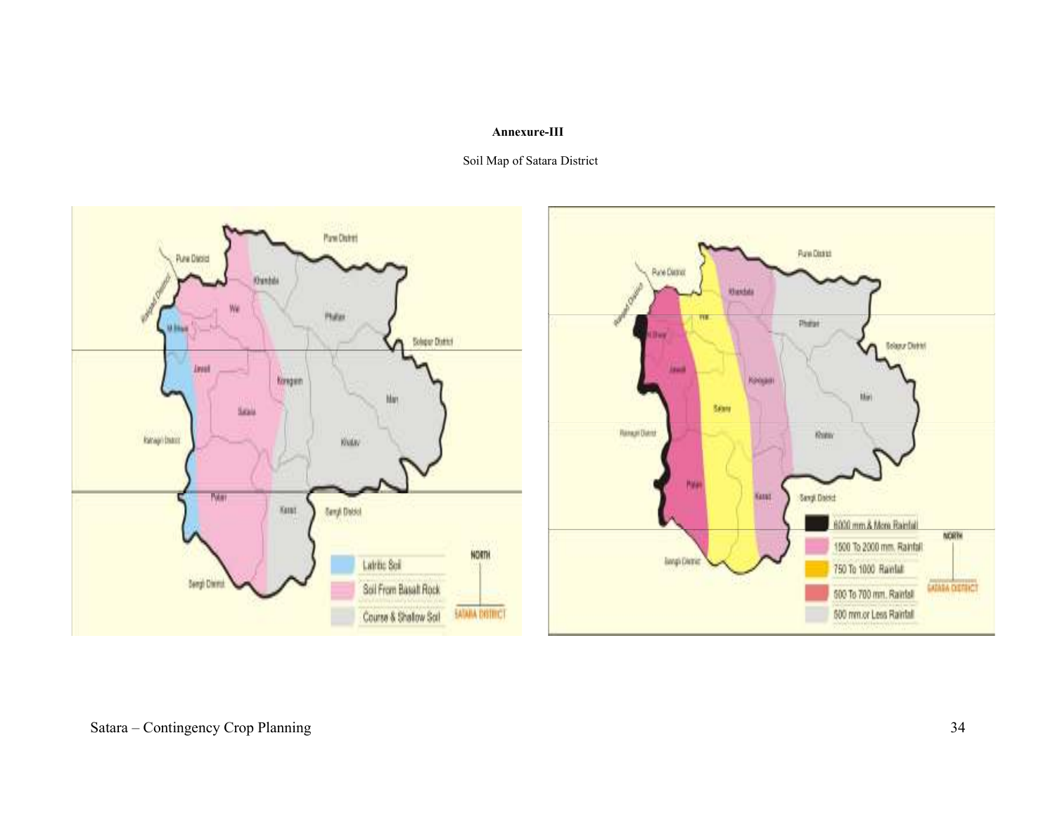**Annexure-III**

Soil Map of Satara District

Pune District
Pune District
Raigad District
M.Bhwar
Wai
Khandala
Phaltan
Solapur District
Jawali
Koregaon
Satara
Man
Ratnagiri District
Khatav
Patan
Karad
Sangli District
Sangli District
Latritic Soil
Soil From Basalt Rock
Course & Shallow Soil
NORTH
SATARA DISTRICT

Pune District
Pune District
Raigad District
M.Bhwar
Wai
Khandala
Phaltan
Solapur District
Jawali
Koregaon
Satara
Man
Ratnagiri District
Khatav
Patan
Karad
Sangli District
Sangli District
6000 mm & More Rainfall
1500 To 2000 mm. Rainfall
750 To 1000 Rainfall
500 To 700 mm. Rainfall
500 mm or Less Rainfall
NORTH
SATARA DISTRICT